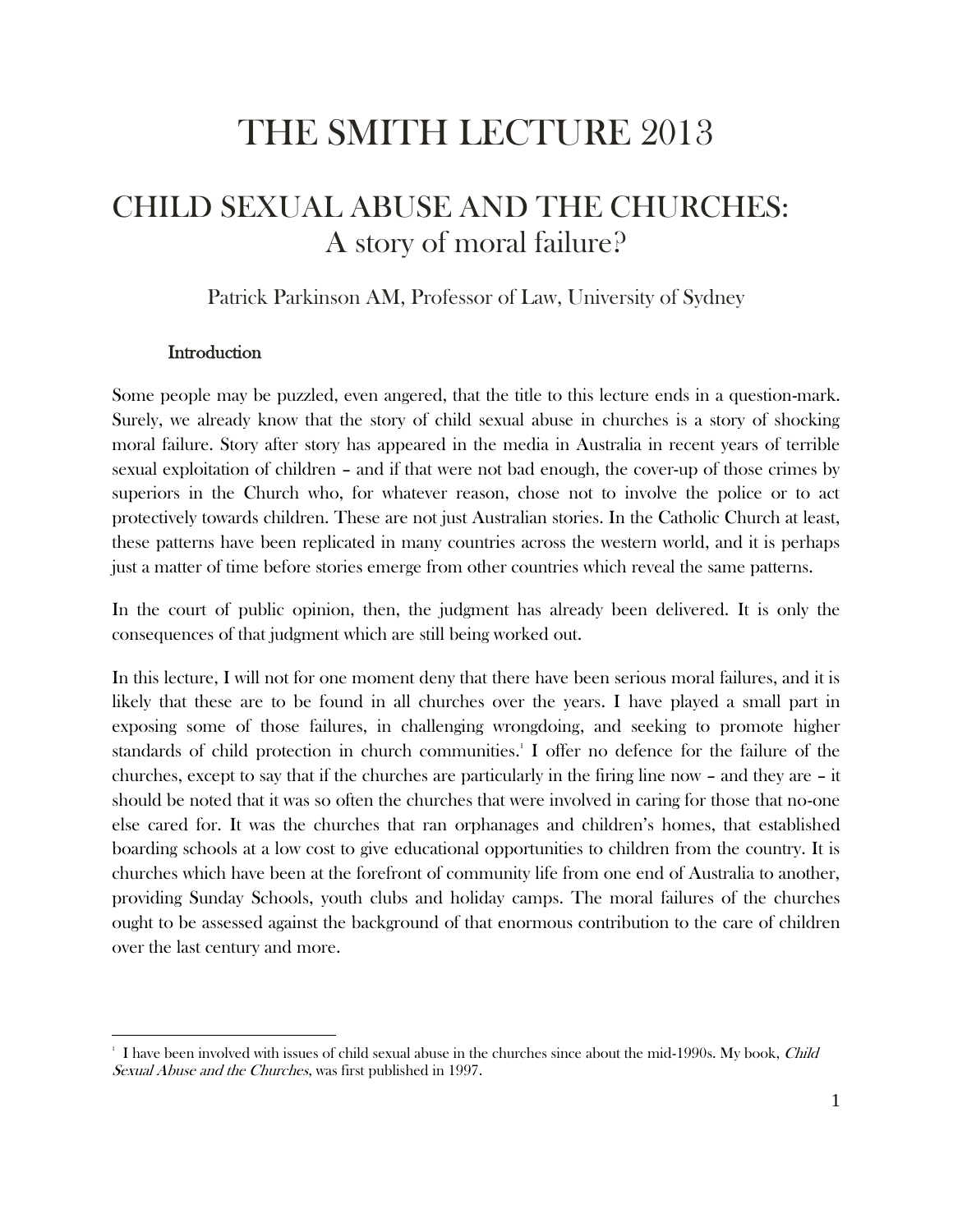# THE SMITH LECTURE 2013

## CHILD SEXUAL ABUSE AND THE CHURCHES: A story of moral failure?

Patrick Parkinson AM, Professor of Law, University of Sydney

### Introduction

Some people may be puzzled, even angered, that the title to this lecture ends in a question-mark. Surely, we already know that the story of child sexual abuse in churches is a story of shocking moral failure. Story after story has appeared in the media in Australia in recent years of terrible sexual exploitation of children – and if that were not bad enough, the cover-up of those crimes by superiors in the Church who, for whatever reason, chose not to involve the police or to act protectively towards children. These are not just Australian stories. In the Catholic Church at least, these patterns have been replicated in many countries across the western world, and it is perhaps just a matter of time before stories emerge from other countries which reveal the same patterns.

In the court of public opinion, then, the judgment has already been delivered. It is only the consequences of that judgment which are still being worked out.

In this lecture, I will not for one moment deny that there have been serious moral failures, and it is likely that these are to be found in all churches over the years. I have played a small part in exposing some of those failures, in challenging wrongdoing, and seeking to promote higher standards of child protection in church communities.[1] I offer no defence for the failure of the churches, except to say that if the churches are particularly in the firing line now – and they are – it should be noted that it was so often the churches that were involved in caring for those that no-one else cared for. It was the churches that ran orphanages and children's homes, that established boarding schools at a low cost to give educational opportunities to children from the country. It is churches which have been at the forefront of community life from one end of Australia to another, providing Sunday Schools, youth clubs and holiday camps. The moral failures of the churches ought to be assessed against the background of that enormous contribution to the care of children over the last century and more.

---

[1] I have been involved with issues of child sexual abuse in the churches since about the mid-1990s. My book, *Child Sexual Abuse and the Churches*, was first published in 1997.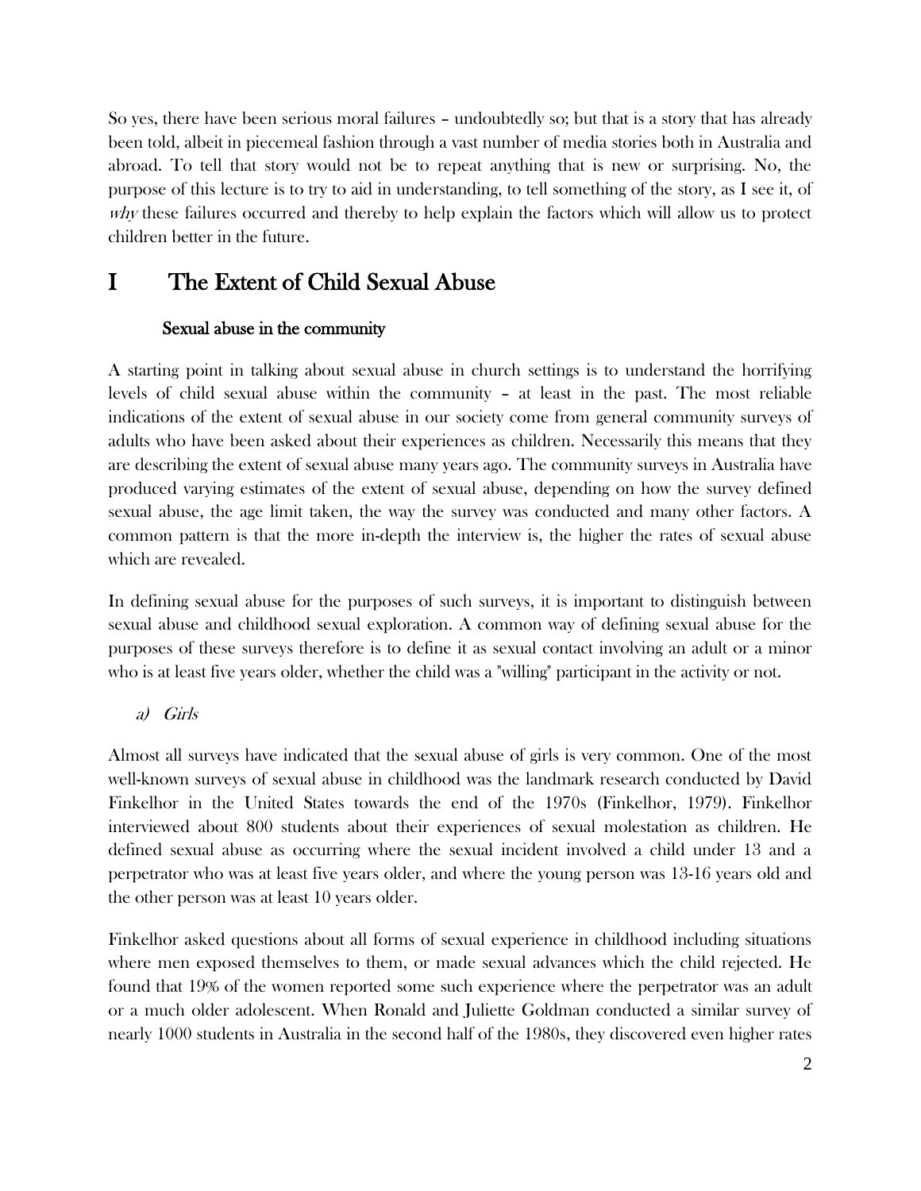So yes, there have been serious moral failures – undoubtedly so; but that is a story that has already been told, albeit in piecemeal fashion through a vast number of media stories both in Australia and abroad. To tell that story would not be to repeat anything that is new or surprising. No, the purpose of this lecture is to try to aid in understanding, to tell something of the story, as I see it, of *why* these failures occurred and thereby to help explain the factors which will allow us to protect children better in the future.

# I The Extent of Child Sexual Abuse

## Sexual abuse in the community

A starting point in talking about sexual abuse in church settings is to understand the horrifying levels of child sexual abuse within the community – at least in the past. The most reliable indications of the extent of sexual abuse in our society come from general community surveys of adults who have been asked about their experiences as children. Necessarily this means that they are describing the extent of sexual abuse many years ago. The community surveys in Australia have produced varying estimates of the extent of sexual abuse, depending on how the survey defined sexual abuse, the age limit taken, the way the survey was conducted and many other factors. A common pattern is that the more in-depth the interview is, the higher the rates of sexual abuse which are revealed.

In defining sexual abuse for the purposes of such surveys, it is important to distinguish between sexual abuse and childhood sexual exploration. A common way of defining sexual abuse for the purposes of these surveys therefore is to define it as sexual contact involving an adult or a minor who is at least five years older, whether the child was a "willing" participant in the activity or not.

### a) *Girls*

Almost all surveys have indicated that the sexual abuse of girls is very common. One of the most well-known surveys of sexual abuse in childhood was the landmark research conducted by David Finkelhor in the United States towards the end of the 1970s (Finkelhor, 1979). Finkelhor interviewed about 800 students about their experiences of sexual molestation as children. He defined sexual abuse as occurring where the sexual incident involved a child under 13 and a perpetrator who was at least five years older, and where the young person was 13-16 years old and the other person was at least 10 years older.

Finkelhor asked questions about all forms of sexual experience in childhood including situations where men exposed themselves to them, or made sexual advances which the child rejected. He found that 19% of the women reported some such experience where the perpetrator was an adult or a much older adolescent. When Ronald and Juliette Goldman conducted a similar survey of nearly 1000 students in Australia in the second half of the 1980s, they discovered even higher rates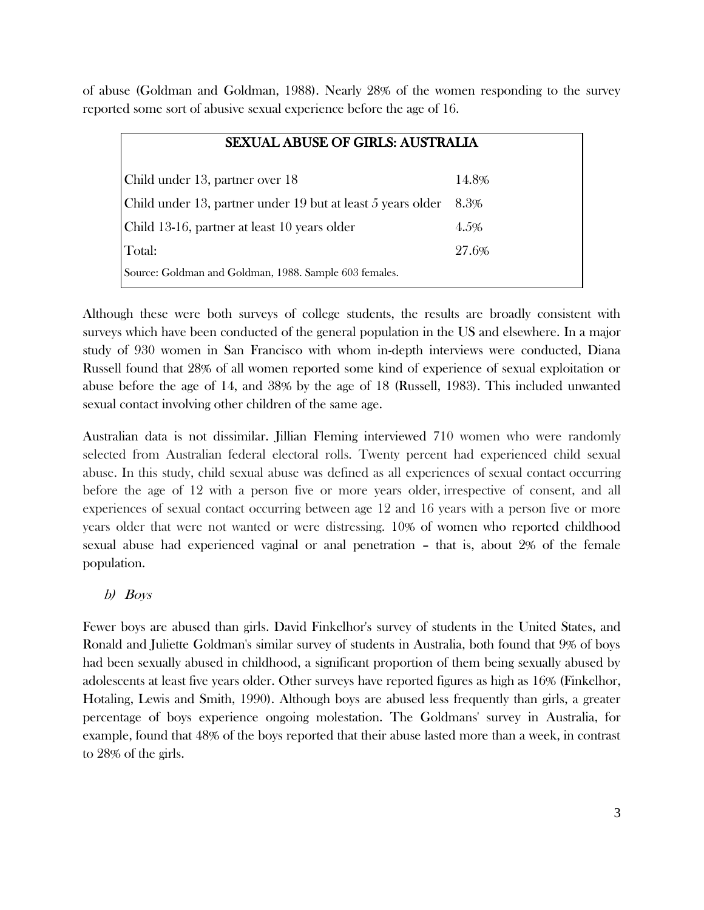of abuse (Goldman and Goldman, 1988). Nearly 28% of the women responding to the survey reported some sort of abusive sexual experience before the age of 16.

| SEXUAL ABUSE OF GIRLS: AUSTRALIA | |
|---|---|
| Child under 13, partner over 18 | 14.8% |
| Child under 13, partner under 19 but at least 5 years older | 8.3% |
| Child 13-16, partner at least 10 years older | 4.5% |
| Total: | 27.6% |
| Source: Goldman and Goldman, 1988. Sample 603 females. | |

Although these were both surveys of college students, the results are broadly consistent with surveys which have been conducted of the general population in the US and elsewhere. In a major study of 930 women in San Francisco with whom in-depth interviews were conducted, Diana Russell found that 28% of all women reported some kind of experience of sexual exploitation or abuse before the age of 14, and 38% by the age of 18 (Russell, 1983). This included unwanted sexual contact involving other children of the same age.

Australian data is not dissimilar. Jillian Fleming interviewed 710 women who were randomly selected from Australian federal electoral rolls. Twenty percent had experienced child sexual abuse. In this study, child sexual abuse was defined as all experiences of sexual contact occurring before the age of 12 with a person five or more years older, irrespective of consent, and all experiences of sexual contact occurring between age 12 and 16 years with a person five or more years older that were not wanted or were distressing. 10% of women who reported childhood sexual abuse had experienced vaginal or anal penetration – that is, about 2% of the female population.

*b) Boys*

Fewer boys are abused than girls. David Finkelhor's survey of students in the United States, and Ronald and Juliette Goldman's similar survey of students in Australia, both found that 9% of boys had been sexually abused in childhood, a significant proportion of them being sexually abused by adolescents at least five years older. Other surveys have reported figures as high as 16% (Finkelhor, Hotaling, Lewis and Smith, 1990). Although boys are abused less frequently than girls, a greater percentage of boys experience ongoing molestation. The Goldmans' survey in Australia, for example, found that 48% of the boys reported that their abuse lasted more than a week, in contrast to 28% of the girls.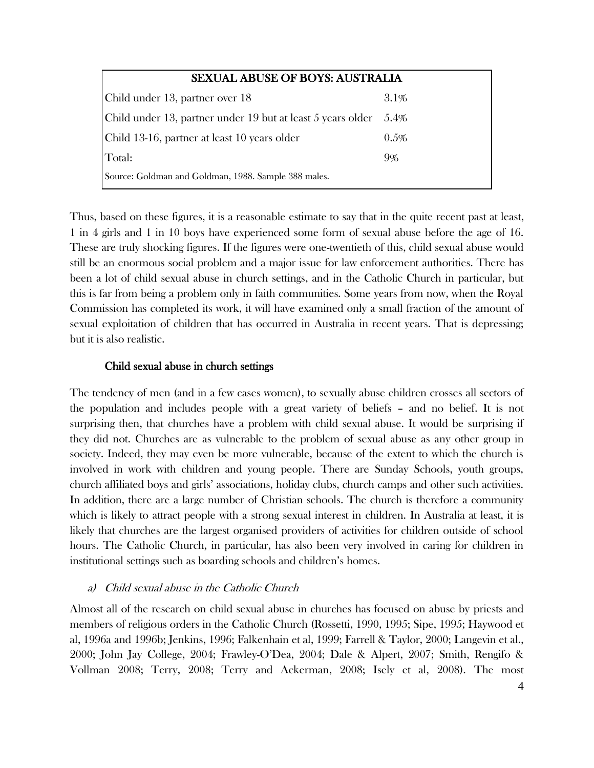| SEXUAL ABUSE OF BOYS: AUSTRALIA | |
|---|---|
| Child under 13, partner over 18 | 3.1% |
| Child under 13, partner under 19 but at least 5 years older | 5.4% |
| Child 13-16, partner at least 10 years older | 0.5% |
| Total: | 9% |
| Source: Goldman and Goldman, 1988. Sample 388 males. | |

Thus, based on these figures, it is a reasonable estimate to say that in the quite recent past at least, 1 in 4 girls and 1 in 10 boys have experienced some form of sexual abuse before the age of 16. These are truly shocking figures. If the figures were one-twentieth of this, child sexual abuse would still be an enormous social problem and a major issue for law enforcement authorities. There has been a lot of child sexual abuse in church settings, and in the Catholic Church in particular, but this is far from being a problem only in faith communities. Some years from now, when the Royal Commission has completed its work, it will have examined only a small fraction of the amount of sexual exploitation of children that has occurred in Australia in recent years. That is depressing; but it is also realistic.

## Child sexual abuse in church settings

The tendency of men (and in a few cases women), to sexually abuse children crosses all sectors of the population and includes people with a great variety of beliefs – and no belief. It is not surprising then, that churches have a problem with child sexual abuse. It would be surprising if they did not. Churches are as vulnerable to the problem of sexual abuse as any other group in society. Indeed, they may even be more vulnerable, because of the extent to which the church is involved in work with children and young people. There are Sunday Schools, youth groups, church affiliated boys and girls' associations, holiday clubs, church camps and other such activities. In addition, there are a large number of Christian schools. The church is therefore a community which is likely to attract people with a strong sexual interest in children. In Australia at least, it is likely that churches are the largest organised providers of activities for children outside of school hours. The Catholic Church, in particular, has also been very involved in caring for children in institutional settings such as boarding schools and children's homes.

### *a) Child sexual abuse in the Catholic Church*

Almost all of the research on child sexual abuse in churches has focused on abuse by priests and members of religious orders in the Catholic Church (Rossetti, 1990, 1995; Sipe, 1995; Haywood et al, 1996a and 1996b; Jenkins, 1996; Falkenhain et al, 1999; Farrell & Taylor, 2000; Langevin et al., 2000; John Jay College, 2004; Frawley-O'Dea, 2004; Dale & Alpert, 2007; Smith, Rengifo & Vollman 2008; Terry, 2008; Terry and Ackerman, 2008; Isely et al, 2008). The most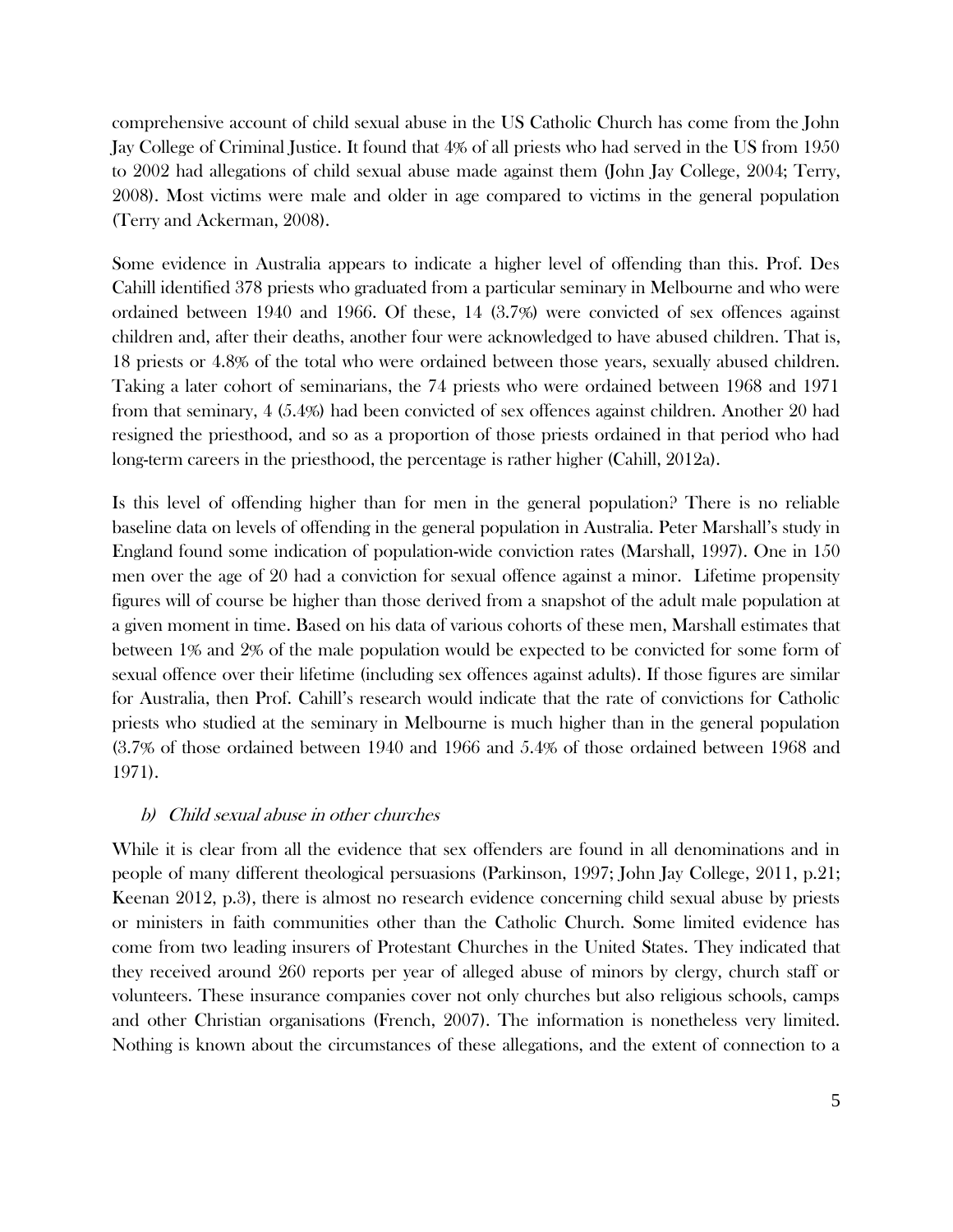comprehensive account of child sexual abuse in the US Catholic Church has come from the John Jay College of Criminal Justice. It found that 4% of all priests who had served in the US from 1950 to 2002 had allegations of child sexual abuse made against them (John Jay College, 2004; Terry, 2008). Most victims were male and older in age compared to victims in the general population (Terry and Ackerman, 2008).

Some evidence in Australia appears to indicate a higher level of offending than this. Prof. Des Cahill identified 378 priests who graduated from a particular seminary in Melbourne and who were ordained between 1940 and 1966. Of these, 14 (3.7%) were convicted of sex offences against children and, after their deaths, another four were acknowledged to have abused children. That is, 18 priests or 4.8% of the total who were ordained between those years, sexually abused children. Taking a later cohort of seminarians, the 74 priests who were ordained between 1968 and 1971 from that seminary, 4 (5.4%) had been convicted of sex offences against children. Another 20 had resigned the priesthood, and so as a proportion of those priests ordained in that period who had long-term careers in the priesthood, the percentage is rather higher (Cahill, 2012a).

Is this level of offending higher than for men in the general population? There is no reliable baseline data on levels of offending in the general population in Australia. Peter Marshall's study in England found some indication of population-wide conviction rates (Marshall, 1997). One in 150 men over the age of 20 had a conviction for sexual offence against a minor. Lifetime propensity figures will of course be higher than those derived from a snapshot of the adult male population at a given moment in time. Based on his data of various cohorts of these men, Marshall estimates that between 1% and 2% of the male population would be expected to be convicted for some form of sexual offence over their lifetime (including sex offences against adults). If those figures are similar for Australia, then Prof. Cahill's research would indicate that the rate of convictions for Catholic priests who studied at the seminary in Melbourne is much higher than in the general population (3.7% of those ordained between 1940 and 1966 and 5.4% of those ordained between 1968 and 1971).

### *b) Child sexual abuse in other churches*

While it is clear from all the evidence that sex offenders are found in all denominations and in people of many different theological persuasions (Parkinson, 1997; John Jay College, 2011, p.21; Keenan 2012, p.3), there is almost no research evidence concerning child sexual abuse by priests or ministers in faith communities other than the Catholic Church. Some limited evidence has come from two leading insurers of Protestant Churches in the United States. They indicated that they received around 260 reports per year of alleged abuse of minors by clergy, church staff or volunteers. These insurance companies cover not only churches but also religious schools, camps and other Christian organisations (French, 2007). The information is nonetheless very limited. Nothing is known about the circumstances of these allegations, and the extent of connection to a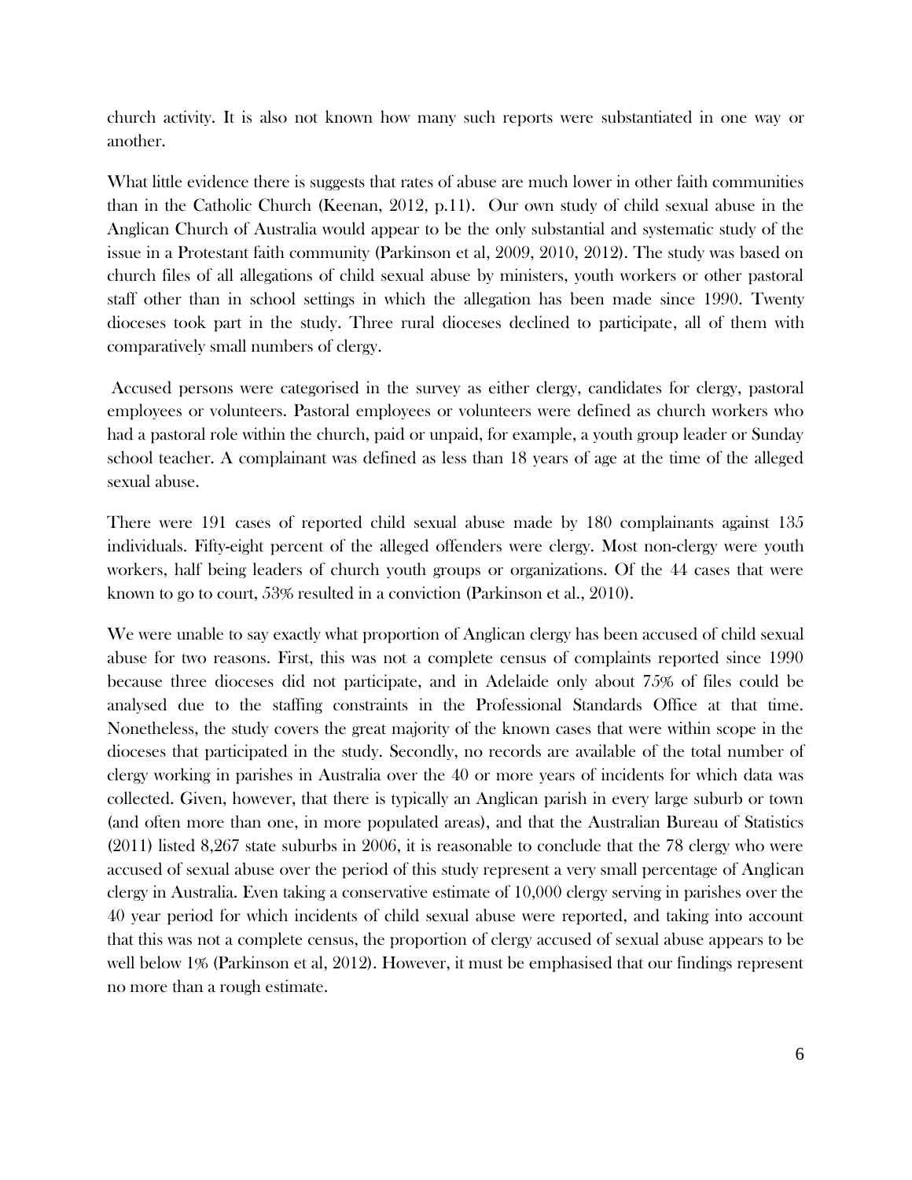church activity. It is also not known how many such reports were substantiated in one way or another.

What little evidence there is suggests that rates of abuse are much lower in other faith communities than in the Catholic Church (Keenan, 2012, p.11). Our own study of child sexual abuse in the Anglican Church of Australia would appear to be the only substantial and systematic study of the issue in a Protestant faith community (Parkinson et al, 2009, 2010, 2012). The study was based on church files of all allegations of child sexual abuse by ministers, youth workers or other pastoral staff other than in school settings in which the allegation has been made since 1990. Twenty dioceses took part in the study. Three rural dioceses declined to participate, all of them with comparatively small numbers of clergy.

Accused persons were categorised in the survey as either clergy, candidates for clergy, pastoral employees or volunteers. Pastoral employees or volunteers were defined as church workers who had a pastoral role within the church, paid or unpaid, for example, a youth group leader or Sunday school teacher. A complainant was defined as less than 18 years of age at the time of the alleged sexual abuse.

There were 191 cases of reported child sexual abuse made by 180 complainants against 135 individuals. Fifty-eight percent of the alleged offenders were clergy. Most non-clergy were youth workers, half being leaders of church youth groups or organizations. Of the 44 cases that were known to go to court, 53% resulted in a conviction (Parkinson et al., 2010).

We were unable to say exactly what proportion of Anglican clergy has been accused of child sexual abuse for two reasons. First, this was not a complete census of complaints reported since 1990 because three dioceses did not participate, and in Adelaide only about 75% of files could be analysed due to the staffing constraints in the Professional Standards Office at that time. Nonetheless, the study covers the great majority of the known cases that were within scope in the dioceses that participated in the study. Secondly, no records are available of the total number of clergy working in parishes in Australia over the 40 or more years of incidents for which data was collected. Given, however, that there is typically an Anglican parish in every large suburb or town (and often more than one, in more populated areas), and that the Australian Bureau of Statistics (2011) listed 8,267 state suburbs in 2006, it is reasonable to conclude that the 78 clergy who were accused of sexual abuse over the period of this study represent a very small percentage of Anglican clergy in Australia. Even taking a conservative estimate of 10,000 clergy serving in parishes over the 40 year period for which incidents of child sexual abuse were reported, and taking into account that this was not a complete census, the proportion of clergy accused of sexual abuse appears to be well below 1% (Parkinson et al, 2012). However, it must be emphasised that our findings represent no more than a rough estimate.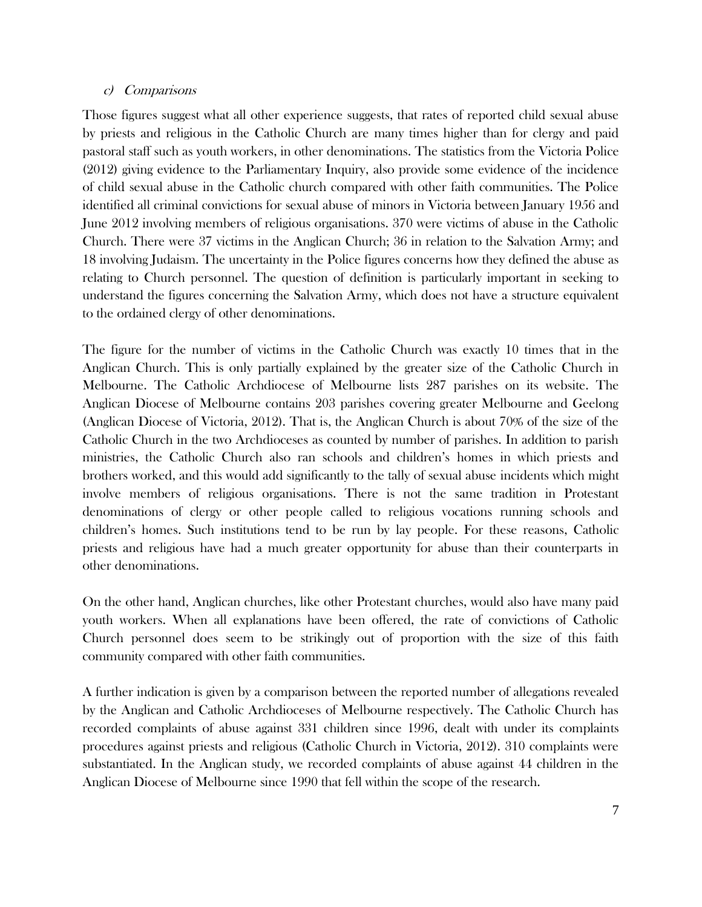### c) *Comparisons*

Those figures suggest what all other experience suggests, that rates of reported child sexual abuse by priests and religious in the Catholic Church are many times higher than for clergy and paid pastoral staff such as youth workers, in other denominations. The statistics from the Victoria Police (2012) giving evidence to the Parliamentary Inquiry, also provide some evidence of the incidence of child sexual abuse in the Catholic church compared with other faith communities. The Police identified all criminal convictions for sexual abuse of minors in Victoria between January 1956 and June 2012 involving members of religious organisations. 370 were victims of abuse in the Catholic Church. There were 37 victims in the Anglican Church; 36 in relation to the Salvation Army; and 18 involving Judaism. The uncertainty in the Police figures concerns how they defined the abuse as relating to Church personnel. The question of definition is particularly important in seeking to understand the figures concerning the Salvation Army, which does not have a structure equivalent to the ordained clergy of other denominations.

The figure for the number of victims in the Catholic Church was exactly 10 times that in the Anglican Church. This is only partially explained by the greater size of the Catholic Church in Melbourne. The Catholic Archdiocese of Melbourne lists 287 parishes on its website. The Anglican Diocese of Melbourne contains 203 parishes covering greater Melbourne and Geelong (Anglican Diocese of Victoria, 2012). That is, the Anglican Church is about 70% of the size of the Catholic Church in the two Archdioceses as counted by number of parishes. In addition to parish ministries, the Catholic Church also ran schools and children's homes in which priests and brothers worked, and this would add significantly to the tally of sexual abuse incidents which might involve members of religious organisations. There is not the same tradition in Protestant denominations of clergy or other people called to religious vocations running schools and children's homes. Such institutions tend to be run by lay people. For these reasons, Catholic priests and religious have had a much greater opportunity for abuse than their counterparts in other denominations.

On the other hand, Anglican churches, like other Protestant churches, would also have many paid youth workers. When all explanations have been offered, the rate of convictions of Catholic Church personnel does seem to be strikingly out of proportion with the size of this faith community compared with other faith communities.

A further indication is given by a comparison between the reported number of allegations revealed by the Anglican and Catholic Archdioceses of Melbourne respectively. The Catholic Church has recorded complaints of abuse against 331 children since 1996, dealt with under its complaints procedures against priests and religious (Catholic Church in Victoria, 2012). 310 complaints were substantiated. In the Anglican study, we recorded complaints of abuse against 44 children in the Anglican Diocese of Melbourne since 1990 that fell within the scope of the research.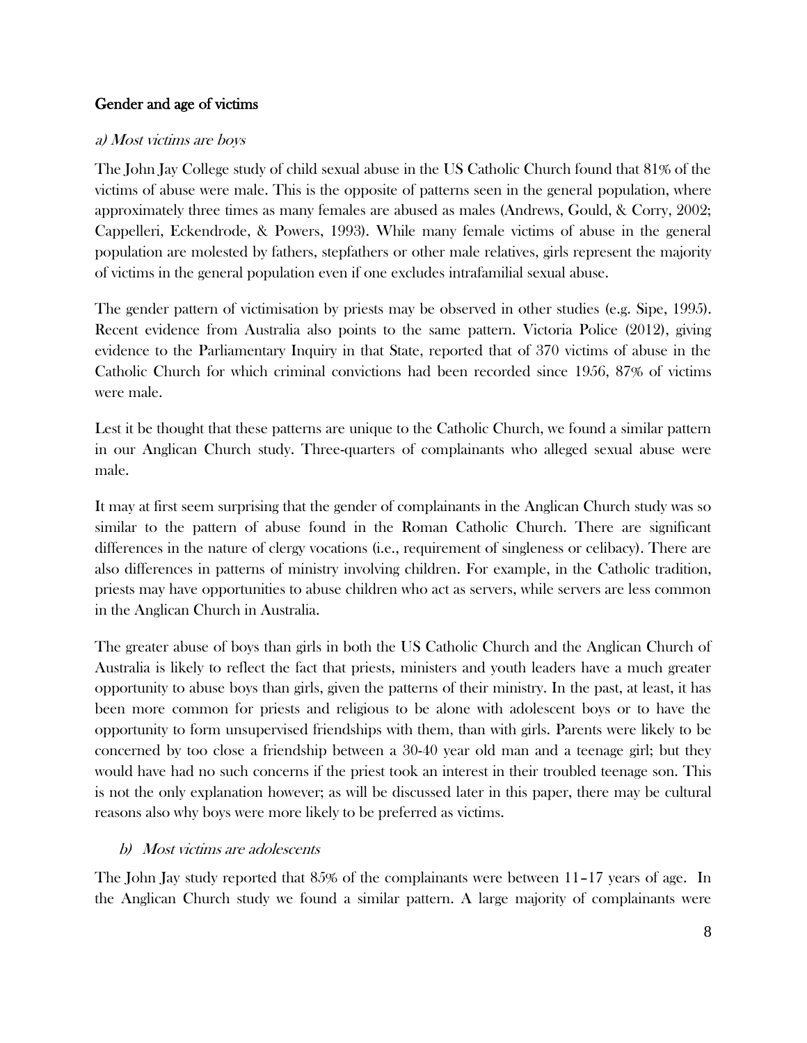### Gender and age of victims

*a) Most victims are boys*

The John Jay College study of child sexual abuse in the US Catholic Church found that 81% of the victims of abuse were male. This is the opposite of patterns seen in the general population, where approximately three times as many females are abused as males (Andrews, Gould, & Corry, 2002; Cappelleri, Eckendrode, & Powers, 1993). While many female victims of abuse in the general population are molested by fathers, stepfathers or other male relatives, girls represent the majority of victims in the general population even if one excludes intrafamilial sexual abuse.

The gender pattern of victimisation by priests may be observed in other studies (e.g. Sipe, 1995). Recent evidence from Australia also points to the same pattern. Victoria Police (2012), giving evidence to the Parliamentary Inquiry in that State, reported that of 370 victims of abuse in the Catholic Church for which criminal convictions had been recorded since 1956, 87% of victims were male.

Lest it be thought that these patterns are unique to the Catholic Church, we found a similar pattern in our Anglican Church study. Three-quarters of complainants who alleged sexual abuse were male.

It may at first seem surprising that the gender of complainants in the Anglican Church study was so similar to the pattern of abuse found in the Roman Catholic Church. There are significant differences in the nature of clergy vocations (i.e., requirement of singleness or celibacy). There are also differences in patterns of ministry involving children. For example, in the Catholic tradition, priests may have opportunities to abuse children who act as servers, while servers are less common in the Anglican Church in Australia.

The greater abuse of boys than girls in both the US Catholic Church and the Anglican Church of Australia is likely to reflect the fact that priests, ministers and youth leaders have a much greater opportunity to abuse boys than girls, given the patterns of their ministry. In the past, at least, it has been more common for priests and religious to be alone with adolescent boys or to have the opportunity to form unsupervised friendships with them, than with girls. Parents were likely to be concerned by too close a friendship between a 30-40 year old man and a teenage girl; but they would have had no such concerns if the priest took an interest in their troubled teenage son. This is not the only explanation however; as will be discussed later in this paper, there may be cultural reasons also why boys were more likely to be preferred as victims.

*b) Most victims are adolescents*

The John Jay study reported that 85% of the complainants were between 11–17 years of age. In the Anglican Church study we found a similar pattern. A large majority of complainants were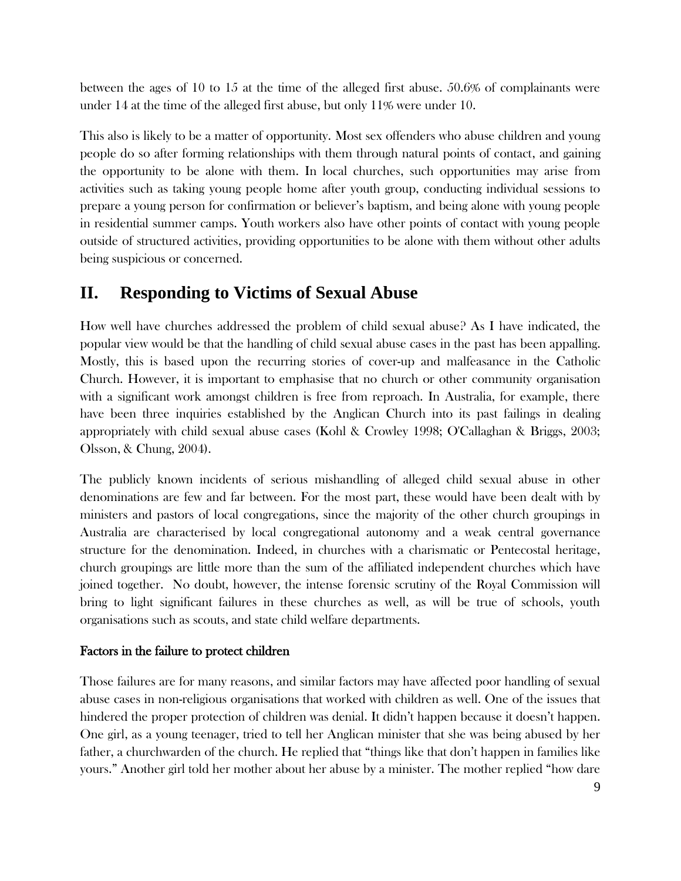between the ages of 10 to 15 at the time of the alleged first abuse. 50.6% of complainants were under 14 at the time of the alleged first abuse, but only 11% were under 10.

This also is likely to be a matter of opportunity. Most sex offenders who abuse children and young people do so after forming relationships with them through natural points of contact, and gaining the opportunity to be alone with them. In local churches, such opportunities may arise from activities such as taking young people home after youth group, conducting individual sessions to prepare a young person for confirmation or believer's baptism, and being alone with young people in residential summer camps. Youth workers also have other points of contact with young people outside of structured activities, providing opportunities to be alone with them without other adults being suspicious or concerned.

## II. Responding to Victims of Sexual Abuse

How well have churches addressed the problem of child sexual abuse? As I have indicated, the popular view would be that the handling of child sexual abuse cases in the past has been appalling. Mostly, this is based upon the recurring stories of cover-up and malfeasance in the Catholic Church. However, it is important to emphasise that no church or other community organisation with a significant work amongst children is free from reproach. In Australia, for example, there have been three inquiries established by the Anglican Church into its past failings in dealing appropriately with child sexual abuse cases (Kohl & Crowley 1998; O'Callaghan & Briggs, 2003; Olsson, & Chung, 2004).

The publicly known incidents of serious mishandling of alleged child sexual abuse in other denominations are few and far between. For the most part, these would have been dealt with by ministers and pastors of local congregations, since the majority of the other church groupings in Australia are characterised by local congregational autonomy and a weak central governance structure for the denomination. Indeed, in churches with a charismatic or Pentecostal heritage, church groupings are little more than the sum of the affiliated independent churches which have joined together. No doubt, however, the intense forensic scrutiny of the Royal Commission will bring to light significant failures in these churches as well, as will be true of schools, youth organisations such as scouts, and state child welfare departments.

### Factors in the failure to protect children

Those failures are for many reasons, and similar factors may have affected poor handling of sexual abuse cases in non-religious organisations that worked with children as well. One of the issues that hindered the proper protection of children was denial. It didn't happen because it doesn't happen. One girl, as a young teenager, tried to tell her Anglican minister that she was being abused by her father, a churchwarden of the church. He replied that "things like that don't happen in families like yours." Another girl told her mother about her abuse by a minister. The mother replied "how dare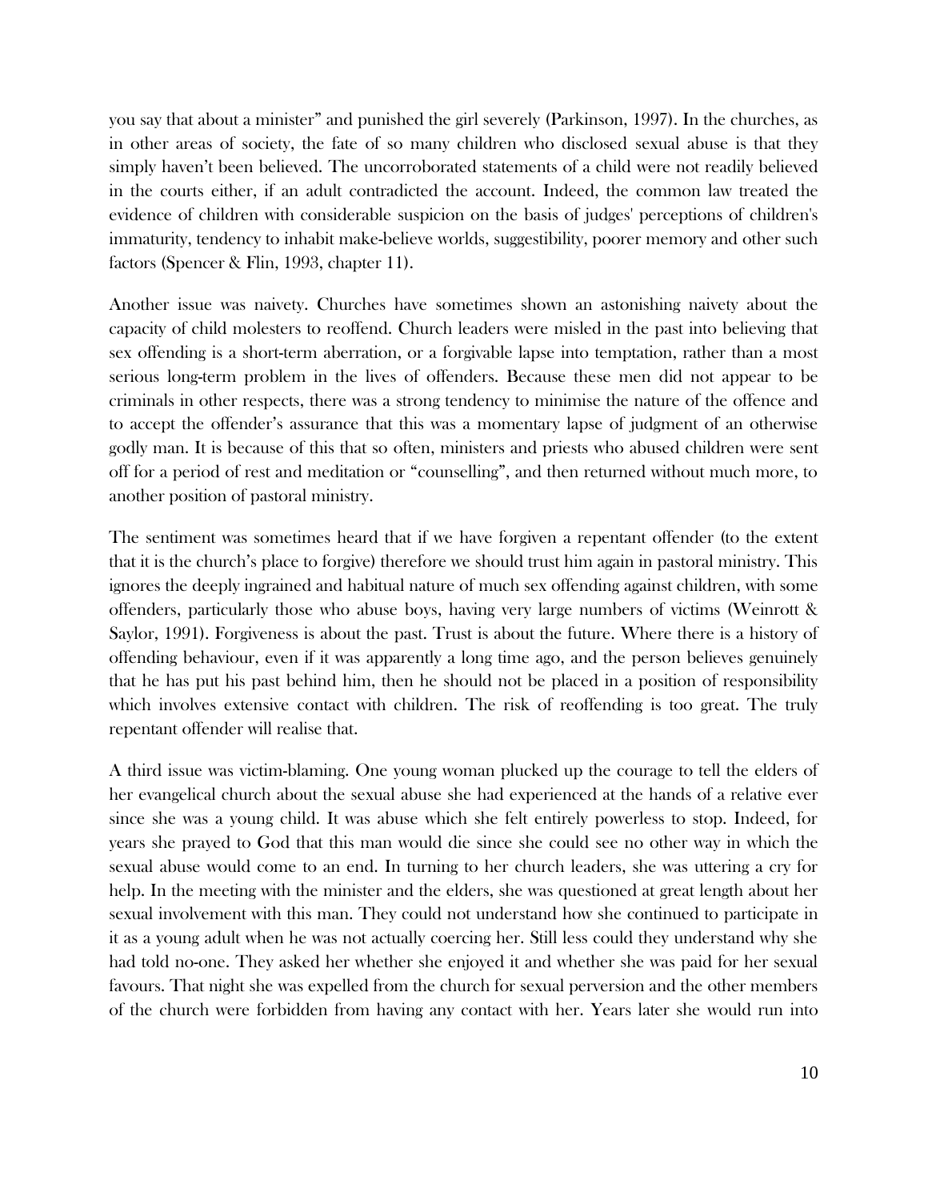you say that about a minister" and punished the girl severely (Parkinson, 1997). In the churches, as in other areas of society, the fate of so many children who disclosed sexual abuse is that they simply haven't been believed. The uncorroborated statements of a child were not readily believed in the courts either, if an adult contradicted the account. Indeed, the common law treated the evidence of children with considerable suspicion on the basis of judges' perceptions of children's immaturity, tendency to inhabit make-believe worlds, suggestibility, poorer memory and other such factors (Spencer & Flin, 1993, chapter 11).

Another issue was naivety. Churches have sometimes shown an astonishing naivety about the capacity of child molesters to reoffend. Church leaders were misled in the past into believing that sex offending is a short-term aberration, or a forgivable lapse into temptation, rather than a most serious long-term problem in the lives of offenders. Because these men did not appear to be criminals in other respects, there was a strong tendency to minimise the nature of the offence and to accept the offender's assurance that this was a momentary lapse of judgment of an otherwise godly man. It is because of this that so often, ministers and priests who abused children were sent off for a period of rest and meditation or "counselling", and then returned without much more, to another position of pastoral ministry.

The sentiment was sometimes heard that if we have forgiven a repentant offender (to the extent that it is the church's place to forgive) therefore we should trust him again in pastoral ministry. This ignores the deeply ingrained and habitual nature of much sex offending against children, with some offenders, particularly those who abuse boys, having very large numbers of victims (Weinrott & Saylor, 1991). Forgiveness is about the past. Trust is about the future. Where there is a history of offending behaviour, even if it was apparently a long time ago, and the person believes genuinely that he has put his past behind him, then he should not be placed in a position of responsibility which involves extensive contact with children. The risk of reoffending is too great. The truly repentant offender will realise that.

A third issue was victim-blaming. One young woman plucked up the courage to tell the elders of her evangelical church about the sexual abuse she had experienced at the hands of a relative ever since she was a young child. It was abuse which she felt entirely powerless to stop. Indeed, for years she prayed to God that this man would die since she could see no other way in which the sexual abuse would come to an end. In turning to her church leaders, she was uttering a cry for help. In the meeting with the minister and the elders, she was questioned at great length about her sexual involvement with this man. They could not understand how she continued to participate in it as a young adult when he was not actually coercing her. Still less could they understand why she had told no-one. They asked her whether she enjoyed it and whether she was paid for her sexual favours. That night she was expelled from the church for sexual perversion and the other members of the church were forbidden from having any contact with her. Years later she would run into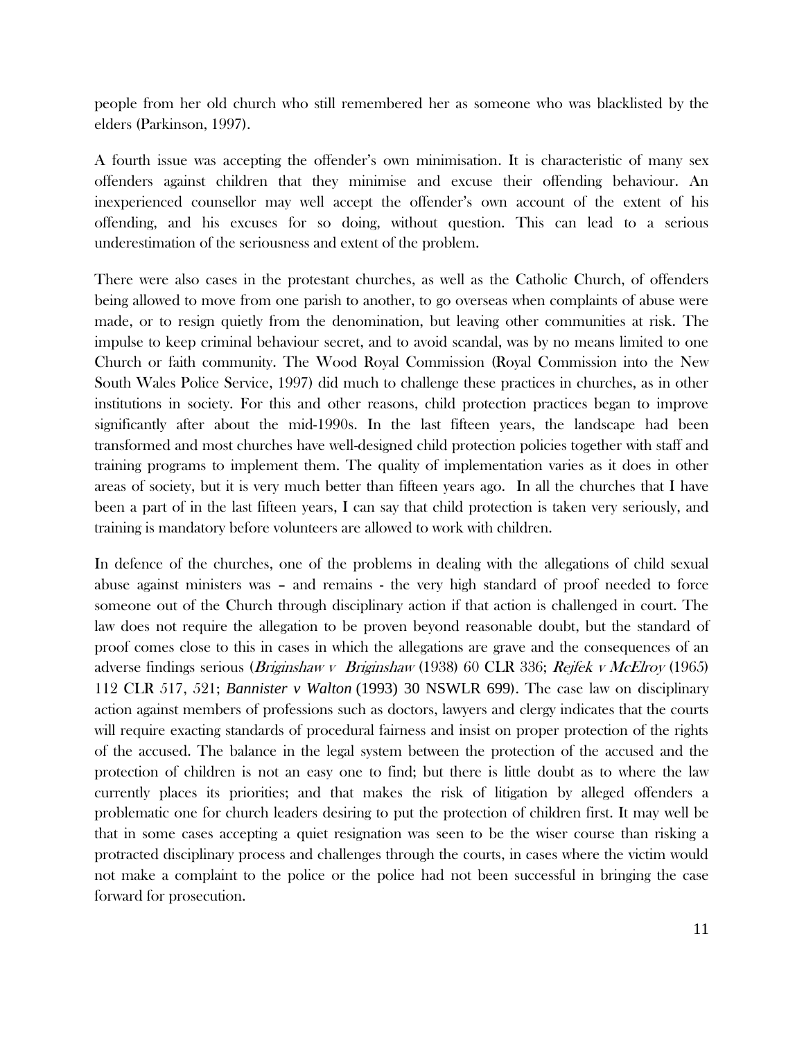people from her old church who still remembered her as someone who was blacklisted by the elders (Parkinson, 1997).

A fourth issue was accepting the offender's own minimisation. It is characteristic of many sex offenders against children that they minimise and excuse their offending behaviour. An inexperienced counsellor may well accept the offender's own account of the extent of his offending, and his excuses for so doing, without question. This can lead to a serious underestimation of the seriousness and extent of the problem.

There were also cases in the protestant churches, as well as the Catholic Church, of offenders being allowed to move from one parish to another, to go overseas when complaints of abuse were made, or to resign quietly from the denomination, but leaving other communities at risk. The impulse to keep criminal behaviour secret, and to avoid scandal, was by no means limited to one Church or faith community. The Wood Royal Commission (Royal Commission into the New South Wales Police Service, 1997) did much to challenge these practices in churches, as in other institutions in society. For this and other reasons, child protection practices began to improve significantly after about the mid-1990s. In the last fifteen years, the landscape had been transformed and most churches have well-designed child protection policies together with staff and training programs to implement them. The quality of implementation varies as it does in other areas of society, but it is very much better than fifteen years ago. In all the churches that I have been a part of in the last fifteen years, I can say that child protection is taken very seriously, and training is mandatory before volunteers are allowed to work with children.

In defence of the churches, one of the problems in dealing with the allegations of child sexual abuse against ministers was – and remains - the very high standard of proof needed to force someone out of the Church through disciplinary action if that action is challenged in court. The law does not require the allegation to be proven beyond reasonable doubt, but the standard of proof comes close to this in cases in which the allegations are grave and the consequences of an adverse findings serious (*Briginshaw v Briginshaw* (1938) 60 CLR 336; *Rejfek v McElroy* (1965) 112 CLR 517, 521; *Bannister v Walton* (1993) 30 NSWLR 699). The case law on disciplinary action against members of professions such as doctors, lawyers and clergy indicates that the courts will require exacting standards of procedural fairness and insist on proper protection of the rights of the accused. The balance in the legal system between the protection of the accused and the protection of children is not an easy one to find; but there is little doubt as to where the law currently places its priorities; and that makes the risk of litigation by alleged offenders a problematic one for church leaders desiring to put the protection of children first. It may well be that in some cases accepting a quiet resignation was seen to be the wiser course than risking a protracted disciplinary process and challenges through the courts, in cases where the victim would not make a complaint to the police or the police had not been successful in bringing the case forward for prosecution.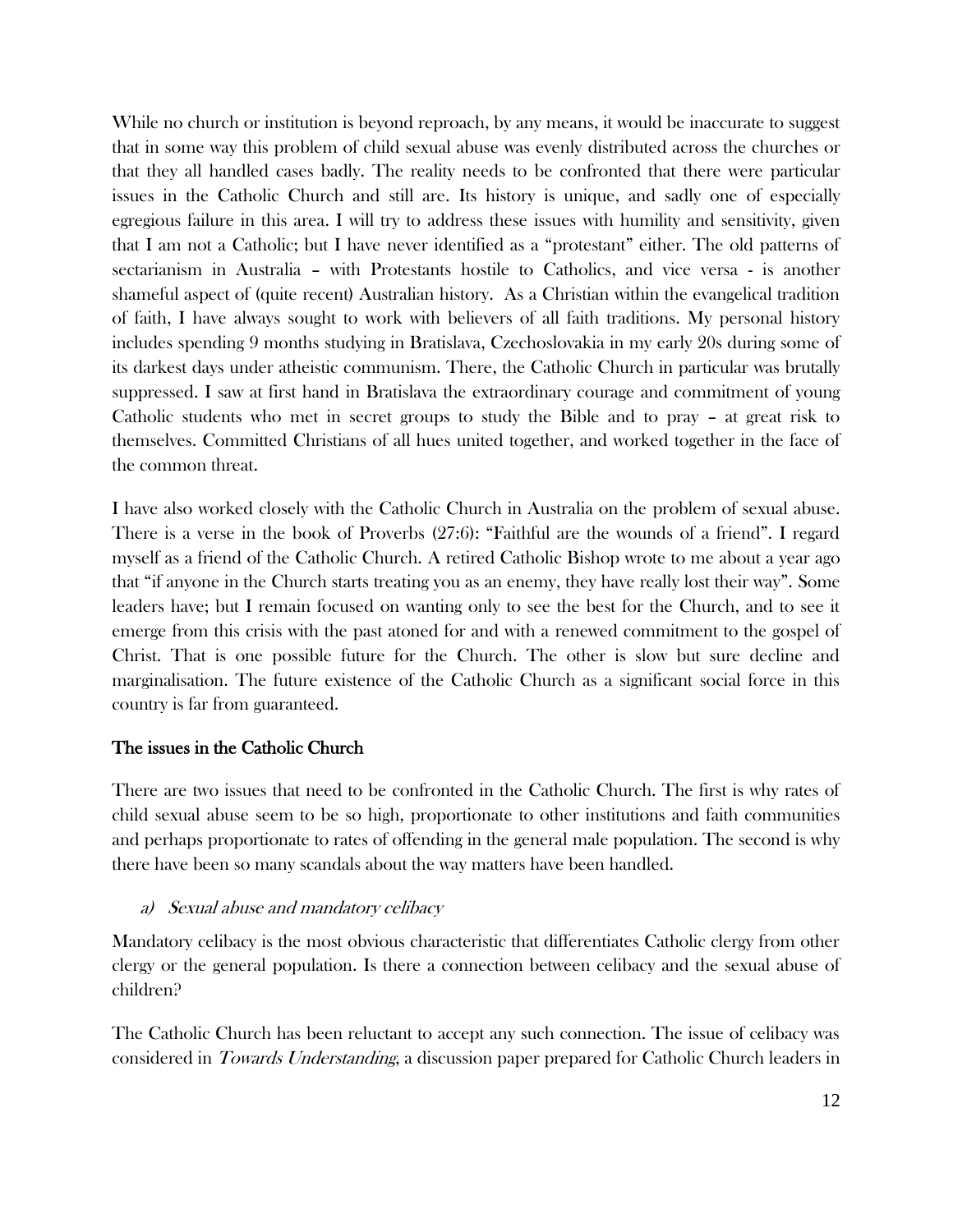While no church or institution is beyond reproach, by any means, it would be inaccurate to suggest that in some way this problem of child sexual abuse was evenly distributed across the churches or that they all handled cases badly. The reality needs to be confronted that there were particular issues in the Catholic Church and still are. Its history is unique, and sadly one of especially egregious failure in this area. I will try to address these issues with humility and sensitivity, given that I am not a Catholic; but I have never identified as a "protestant" either. The old patterns of sectarianism in Australia – with Protestants hostile to Catholics, and vice versa - is another shameful aspect of (quite recent) Australian history. As a Christian within the evangelical tradition of faith, I have always sought to work with believers of all faith traditions. My personal history includes spending 9 months studying in Bratislava, Czechoslovakia in my early 20s during some of its darkest days under atheistic communism. There, the Catholic Church in particular was brutally suppressed. I saw at first hand in Bratislava the extraordinary courage and commitment of young Catholic students who met in secret groups to study the Bible and to pray – at great risk to themselves. Committed Christians of all hues united together, and worked together in the face of the common threat.

I have also worked closely with the Catholic Church in Australia on the problem of sexual abuse. There is a verse in the book of Proverbs (27:6): "Faithful are the wounds of a friend". I regard myself as a friend of the Catholic Church. A retired Catholic Bishop wrote to me about a year ago that "if anyone in the Church starts treating you as an enemy, they have really lost their way". Some leaders have; but I remain focused on wanting only to see the best for the Church, and to see it emerge from this crisis with the past atoned for and with a renewed commitment to the gospel of Christ. That is one possible future for the Church. The other is slow but sure decline and marginalisation. The future existence of the Catholic Church as a significant social force in this country is far from guaranteed.

## The issues in the Catholic Church

There are two issues that need to be confronted in the Catholic Church. The first is why rates of child sexual abuse seem to be so high, proportionate to other institutions and faith communities and perhaps proportionate to rates of offending in the general male population. The second is why there have been so many scandals about the way matters have been handled.

### *a) Sexual abuse and mandatory celibacy*

Mandatory celibacy is the most obvious characteristic that differentiates Catholic clergy from other clergy or the general population. Is there a connection between celibacy and the sexual abuse of children?

The Catholic Church has been reluctant to accept any such connection. The issue of celibacy was considered in *Towards Understanding*, a discussion paper prepared for Catholic Church leaders in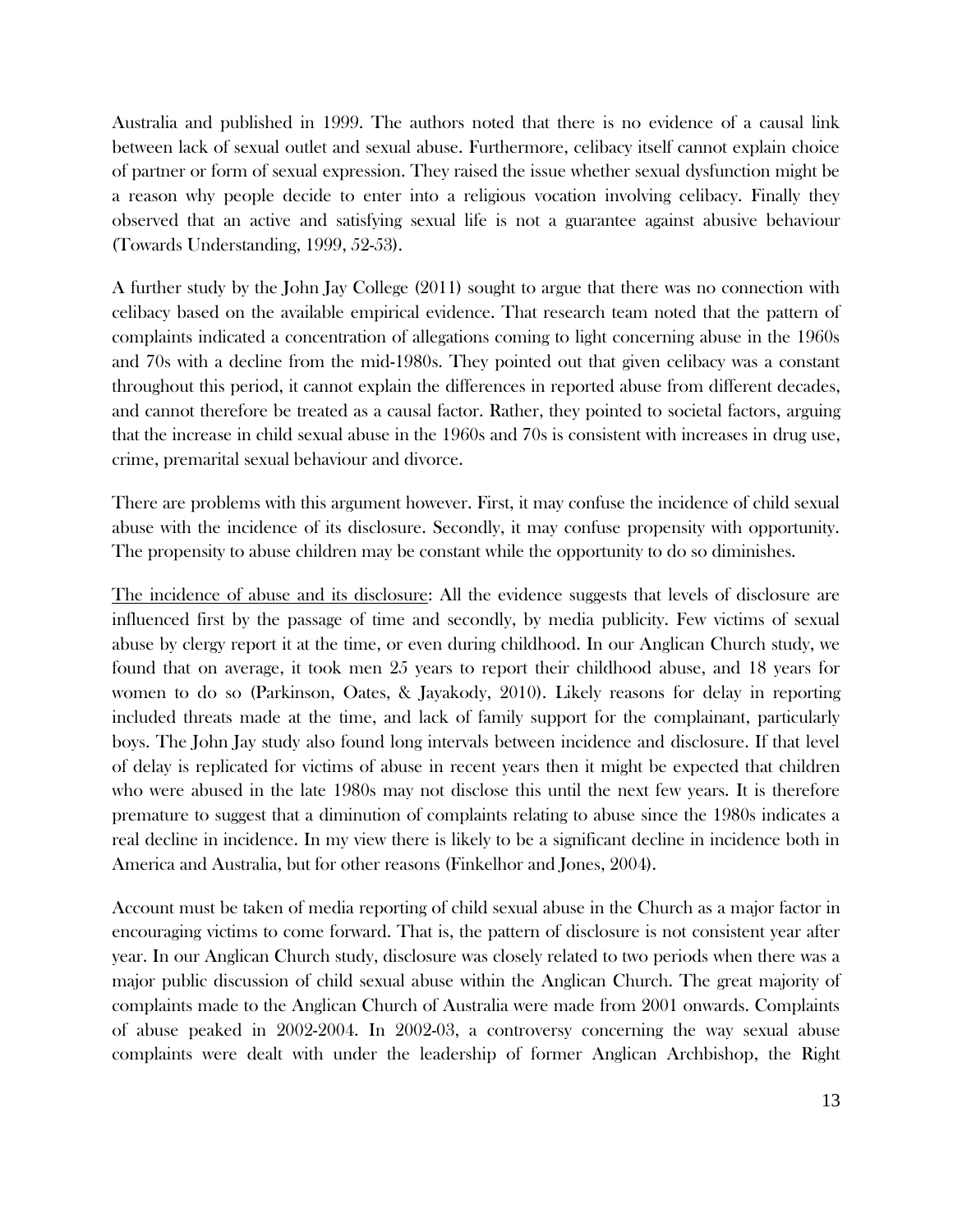Australia and published in 1999. The authors noted that there is no evidence of a causal link between lack of sexual outlet and sexual abuse. Furthermore, celibacy itself cannot explain choice of partner or form of sexual expression. They raised the issue whether sexual dysfunction might be a reason why people decide to enter into a religious vocation involving celibacy. Finally they observed that an active and satisfying sexual life is not a guarantee against abusive behaviour (Towards Understanding, 1999, 52-53).

A further study by the John Jay College (2011) sought to argue that there was no connection with celibacy based on the available empirical evidence. That research team noted that the pattern of complaints indicated a concentration of allegations coming to light concerning abuse in the 1960s and 70s with a decline from the mid-1980s. They pointed out that given celibacy was a constant throughout this period, it cannot explain the differences in reported abuse from different decades, and cannot therefore be treated as a causal factor. Rather, they pointed to societal factors, arguing that the increase in child sexual abuse in the 1960s and 70s is consistent with increases in drug use, crime, premarital sexual behaviour and divorce.

There are problems with this argument however. First, it may confuse the incidence of child sexual abuse with the incidence of its disclosure. Secondly, it may confuse propensity with opportunity. The propensity to abuse children may be constant while the opportunity to do so diminishes.

<u>The incidence of abuse and its disclosure</u>: All the evidence suggests that levels of disclosure are influenced first by the passage of time and secondly, by media publicity. Few victims of sexual abuse by clergy report it at the time, or even during childhood. In our Anglican Church study, we found that on average, it took men 25 years to report their childhood abuse, and 18 years for women to do so (Parkinson, Oates, & Jayakody, 2010). Likely reasons for delay in reporting included threats made at the time, and lack of family support for the complainant, particularly boys. The John Jay study also found long intervals between incidence and disclosure. If that level of delay is replicated for victims of abuse in recent years then it might be expected that children who were abused in the late 1980s may not disclose this until the next few years. It is therefore premature to suggest that a diminution of complaints relating to abuse since the 1980s indicates a real decline in incidence. In my view there is likely to be a significant decline in incidence both in America and Australia, but for other reasons (Finkelhor and Jones, 2004).

Account must be taken of media reporting of child sexual abuse in the Church as a major factor in encouraging victims to come forward. That is, the pattern of disclosure is not consistent year after year. In our Anglican Church study, disclosure was closely related to two periods when there was a major public discussion of child sexual abuse within the Anglican Church. The great majority of complaints made to the Anglican Church of Australia were made from 2001 onwards. Complaints of abuse peaked in 2002-2004. In 2002-03, a controversy concerning the way sexual abuse complaints were dealt with under the leadership of former Anglican Archbishop, the Right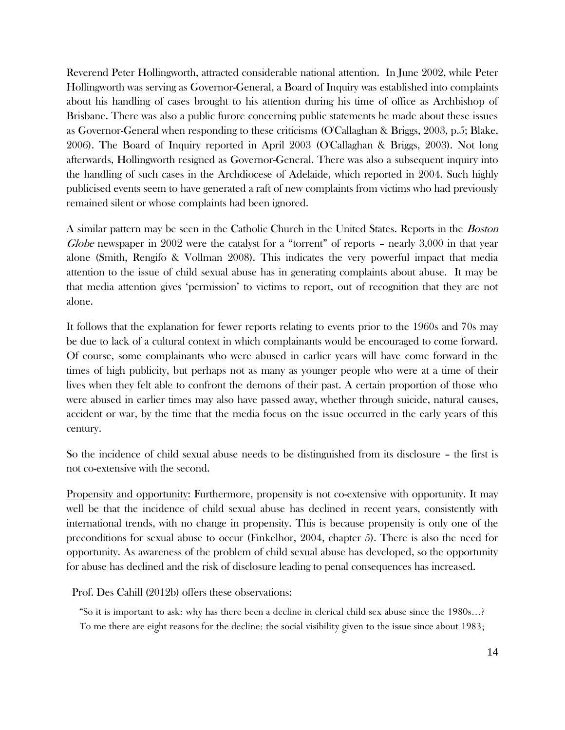Reverend Peter Hollingworth, attracted considerable national attention. In June 2002, while Peter Hollingworth was serving as Governor-General, a Board of Inquiry was established into complaints about his handling of cases brought to his attention during his time of office as Archbishop of Brisbane. There was also a public furore concerning public statements he made about these issues as Governor-General when responding to these criticisms (O'Callaghan & Briggs, 2003, p.5; Blake, 2006). The Board of Inquiry reported in April 2003 (O'Callaghan & Briggs, 2003). Not long afterwards, Hollingworth resigned as Governor-General. There was also a subsequent inquiry into the handling of such cases in the Archdiocese of Adelaide, which reported in 2004. Such highly publicised events seem to have generated a raft of new complaints from victims who had previously remained silent or whose complaints had been ignored.

A similar pattern may be seen in the Catholic Church in the United States. Reports in the *Boston Globe* newspaper in 2002 were the catalyst for a "torrent" of reports – nearly 3,000 in that year alone (Smith, Rengifo & Vollman 2008). This indicates the very powerful impact that media attention to the issue of child sexual abuse has in generating complaints about abuse. It may be that media attention gives 'permission' to victims to report, out of recognition that they are not alone.

It follows that the explanation for fewer reports relating to events prior to the 1960s and 70s may be due to lack of a cultural context in which complainants would be encouraged to come forward. Of course, some complainants who were abused in earlier years will have come forward in the times of high publicity, but perhaps not as many as younger people who were at a time of their lives when they felt able to confront the demons of their past. A certain proportion of those who were abused in earlier times may also have passed away, whether through suicide, natural causes, accident or war, by the time that the media focus on the issue occurred in the early years of this century.

So the incidence of child sexual abuse needs to be distinguished from its disclosure – the first is not co-extensive with the second.

<u>Propensity and opportunity</u>: Furthermore, propensity is not co-extensive with opportunity. It may well be that the incidence of child sexual abuse has declined in recent years, consistently with international trends, with no change in propensity. This is because propensity is only one of the preconditions for sexual abuse to occur (Finkelhor, 2004, chapter 5). There is also the need for opportunity. As awareness of the problem of child sexual abuse has developed, so the opportunity for abuse has declined and the risk of disclosure leading to penal consequences has increased.

Prof. Des Cahill (2012b) offers these observations:

> "So it is important to ask: why has there been a decline in clerical child sex abuse since the 1980s…? To me there are eight reasons for the decline: the social visibility given to the issue since about 1983;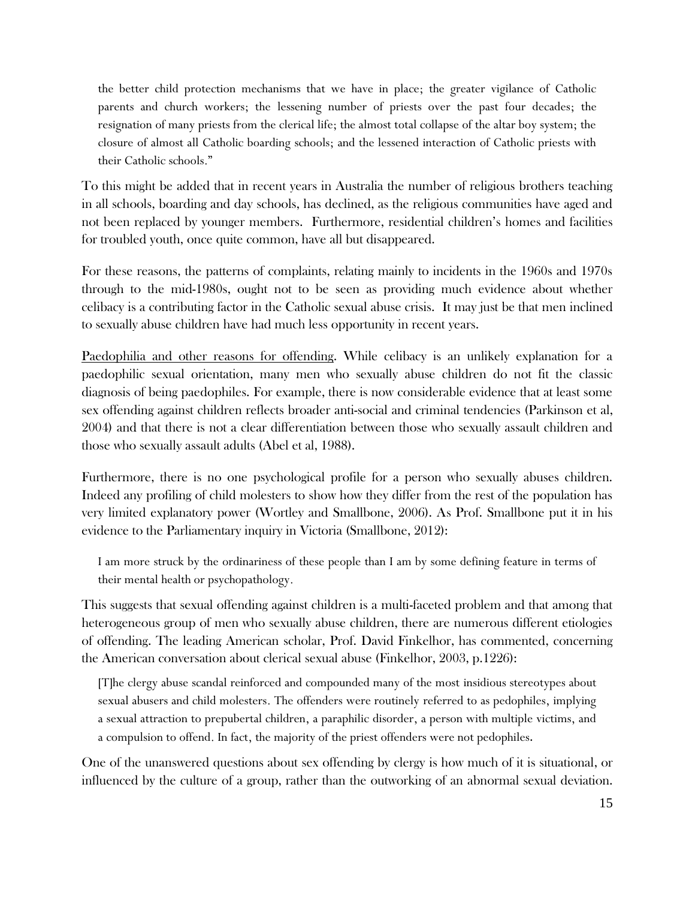> the better child protection mechanisms that we have in place; the greater vigilance of Catholic parents and church workers; the lessening number of priests over the past four decades; the resignation of many priests from the clerical life; the almost total collapse of the altar boy system; the closure of almost all Catholic boarding schools; and the lessened interaction of Catholic priests with their Catholic schools."

To this might be added that in recent years in Australia the number of religious brothers teaching in all schools, boarding and day schools, has declined, as the religious communities have aged and not been replaced by younger members. Furthermore, residential children's homes and facilities for troubled youth, once quite common, have all but disappeared.

For these reasons, the patterns of complaints, relating mainly to incidents in the 1960s and 1970s through to the mid-1980s, ought not to be seen as providing much evidence about whether celibacy is a contributing factor in the Catholic sexual abuse crisis. It may just be that men inclined to sexually abuse children have had much less opportunity in recent years.

<u>Paedophilia and other reasons for offending</u>. While celibacy is an unlikely explanation for a paedophilic sexual orientation, many men who sexually abuse children do not fit the classic diagnosis of being paedophiles. For example, there is now considerable evidence that at least some sex offending against children reflects broader anti-social and criminal tendencies (Parkinson et al, 2004) and that there is not a clear differentiation between those who sexually assault children and those who sexually assault adults (Abel et al, 1988).

Furthermore, there is no one psychological profile for a person who sexually abuses children. Indeed any profiling of child molesters to show how they differ from the rest of the population has very limited explanatory power (Wortley and Smallbone, 2006). As Prof. Smallbone put it in his evidence to the Parliamentary inquiry in Victoria (Smallbone, 2012):

> I am more struck by the ordinariness of these people than I am by some defining feature in terms of their mental health or psychopathology.

This suggests that sexual offending against children is a multi-faceted problem and that among that heterogeneous group of men who sexually abuse children, there are numerous different etiologies of offending. The leading American scholar, Prof. David Finkelhor, has commented, concerning the American conversation about clerical sexual abuse (Finkelhor, 2003, p.1226):

> [T]he clergy abuse scandal reinforced and compounded many of the most insidious stereotypes about sexual abusers and child molesters. The offenders were routinely referred to as pedophiles, implying a sexual attraction to prepubertal children, a paraphilic disorder, a person with multiple victims, and a compulsion to offend. In fact, the majority of the priest offenders were not pedophiles.

One of the unanswered questions about sex offending by clergy is how much of it is situational, or influenced by the culture of a group, rather than the outworking of an abnormal sexual deviation.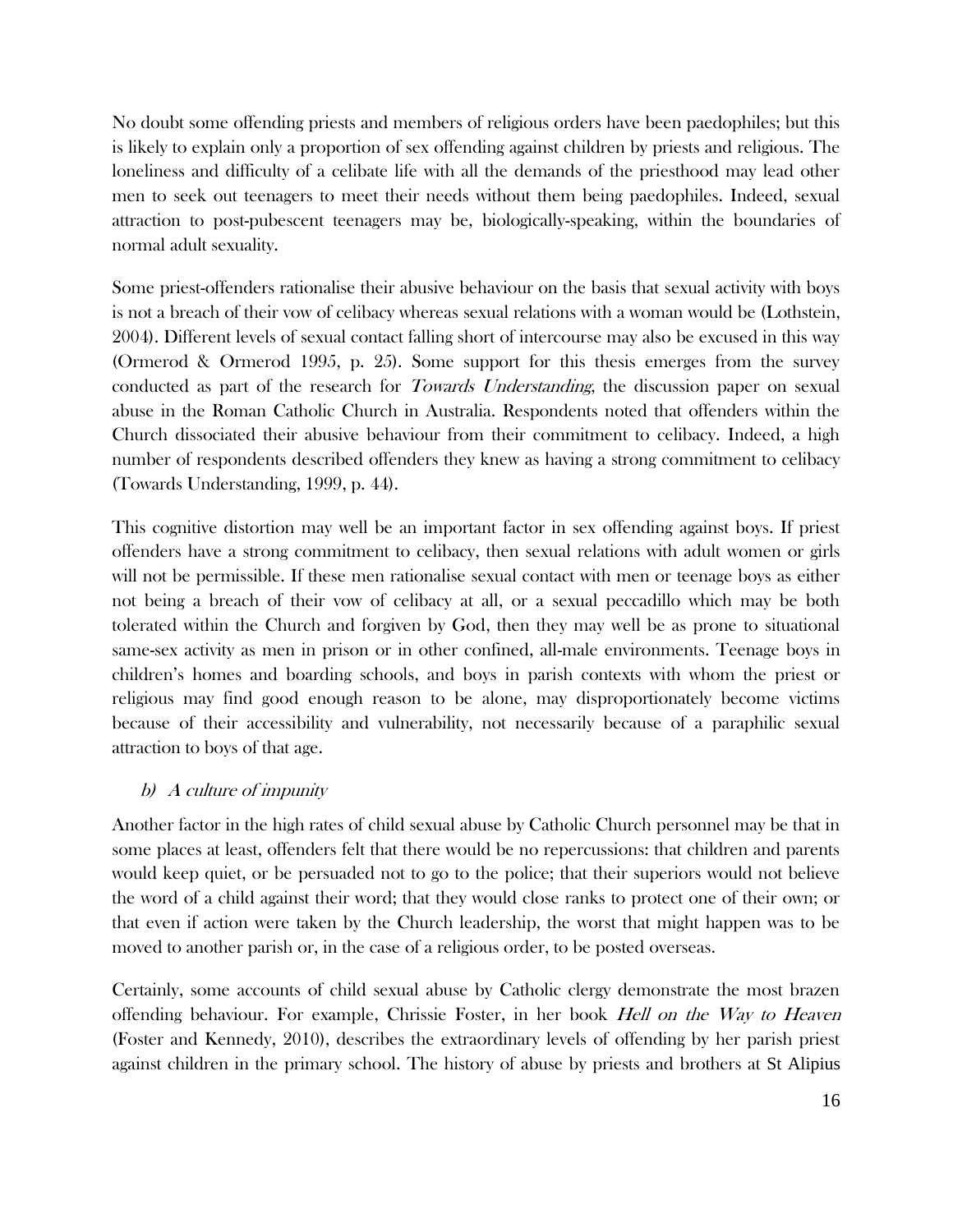No doubt some offending priests and members of religious orders have been paedophiles; but this is likely to explain only a proportion of sex offending against children by priests and religious. The loneliness and difficulty of a celibate life with all the demands of the priesthood may lead other men to seek out teenagers to meet their needs without them being paedophiles. Indeed, sexual attraction to post-pubescent teenagers may be, biologically-speaking, within the boundaries of normal adult sexuality.

Some priest-offenders rationalise their abusive behaviour on the basis that sexual activity with boys is not a breach of their vow of celibacy whereas sexual relations with a woman would be (Lothstein, 2004). Different levels of sexual contact falling short of intercourse may also be excused in this way (Ormerod & Ormerod 1995, p. 25). Some support for this thesis emerges from the survey conducted as part of the research for *Towards Understanding*, the discussion paper on sexual abuse in the Roman Catholic Church in Australia. Respondents noted that offenders within the Church dissociated their abusive behaviour from their commitment to celibacy. Indeed, a high number of respondents described offenders they knew as having a strong commitment to celibacy (Towards Understanding, 1999, p. 44).

This cognitive distortion may well be an important factor in sex offending against boys. If priest offenders have a strong commitment to celibacy, then sexual relations with adult women or girls will not be permissible. If these men rationalise sexual contact with men or teenage boys as either not being a breach of their vow of celibacy at all, or a sexual peccadillo which may be both tolerated within the Church and forgiven by God, then they may well be as prone to situational same-sex activity as men in prison or in other confined, all-male environments. Teenage boys in children's homes and boarding schools, and boys in parish contexts with whom the priest or religious may find good enough reason to be alone, may disproportionately become victims because of their accessibility and vulnerability, not necessarily because of a paraphilic sexual attraction to boys of that age.

### *b) A culture of impunity*

Another factor in the high rates of child sexual abuse by Catholic Church personnel may be that in some places at least, offenders felt that there would be no repercussions: that children and parents would keep quiet, or be persuaded not to go to the police; that their superiors would not believe the word of a child against their word; that they would close ranks to protect one of their own; or that even if action were taken by the Church leadership, the worst that might happen was to be moved to another parish or, in the case of a religious order, to be posted overseas.

Certainly, some accounts of child sexual abuse by Catholic clergy demonstrate the most brazen offending behaviour. For example, Chrissie Foster, in her book *Hell on the Way to Heaven* (Foster and Kennedy, 2010), describes the extraordinary levels of offending by her parish priest against children in the primary school. The history of abuse by priests and brothers at St Alipius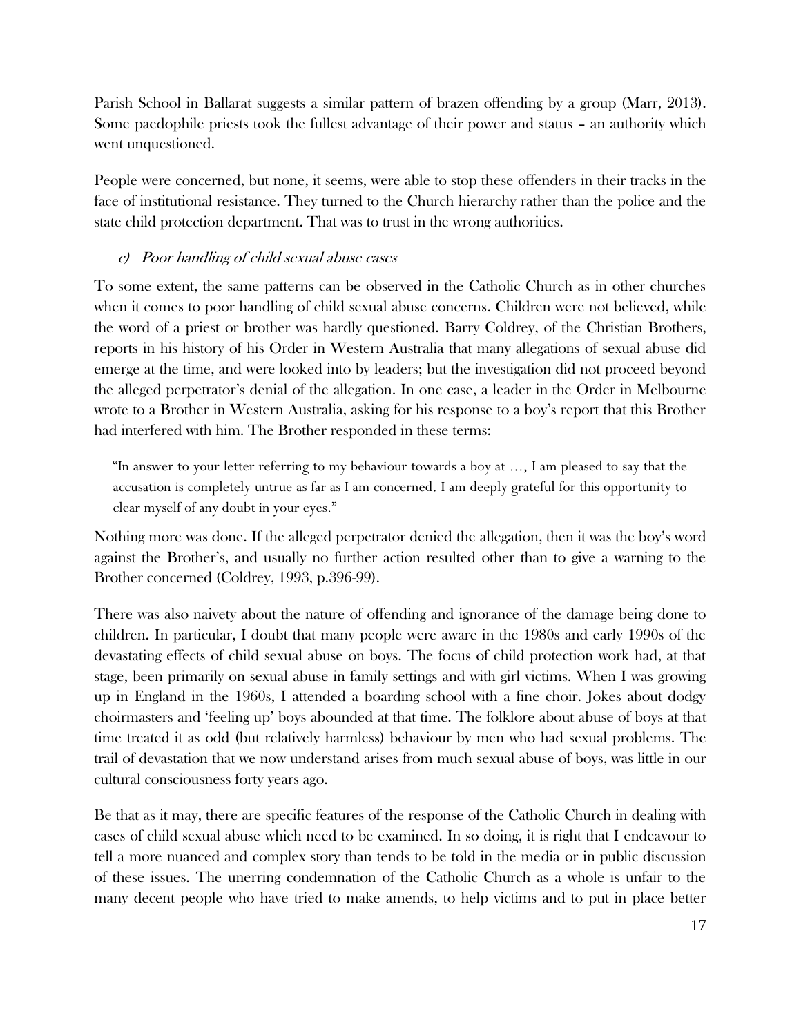Parish School in Ballarat suggests a similar pattern of brazen offending by a group (Marr, 2013). Some paedophile priests took the fullest advantage of their power and status – an authority which went unquestioned.

People were concerned, but none, it seems, were able to stop these offenders in their tracks in the face of institutional resistance. They turned to the Church hierarchy rather than the police and the state child protection department. That was to trust in the wrong authorities.

### *c) Poor handling of child sexual abuse cases*

To some extent, the same patterns can be observed in the Catholic Church as in other churches when it comes to poor handling of child sexual abuse concerns. Children were not believed, while the word of a priest or brother was hardly questioned. Barry Coldrey, of the Christian Brothers, reports in his history of his Order in Western Australia that many allegations of sexual abuse did emerge at the time, and were looked into by leaders; but the investigation did not proceed beyond the alleged perpetrator's denial of the allegation. In one case, a leader in the Order in Melbourne wrote to a Brother in Western Australia, asking for his response to a boy's report that this Brother had interfered with him. The Brother responded in these terms:

> "In answer to your letter referring to my behaviour towards a boy at …, I am pleased to say that the accusation is completely untrue as far as I am concerned. I am deeply grateful for this opportunity to clear myself of any doubt in your eyes."

Nothing more was done. If the alleged perpetrator denied the allegation, then it was the boy's word against the Brother's, and usually no further action resulted other than to give a warning to the Brother concerned (Coldrey, 1993, p.396-99).

There was also naivety about the nature of offending and ignorance of the damage being done to children. In particular, I doubt that many people were aware in the 1980s and early 1990s of the devastating effects of child sexual abuse on boys. The focus of child protection work had, at that stage, been primarily on sexual abuse in family settings and with girl victims. When I was growing up in England in the 1960s, I attended a boarding school with a fine choir. Jokes about dodgy choirmasters and 'feeling up' boys abounded at that time. The folklore about abuse of boys at that time treated it as odd (but relatively harmless) behaviour by men who had sexual problems. The trail of devastation that we now understand arises from much sexual abuse of boys, was little in our cultural consciousness forty years ago.

Be that as it may, there are specific features of the response of the Catholic Church in dealing with cases of child sexual abuse which need to be examined. In so doing, it is right that I endeavour to tell a more nuanced and complex story than tends to be told in the media or in public discussion of these issues. The unerring condemnation of the Catholic Church as a whole is unfair to the many decent people who have tried to make amends, to help victims and to put in place better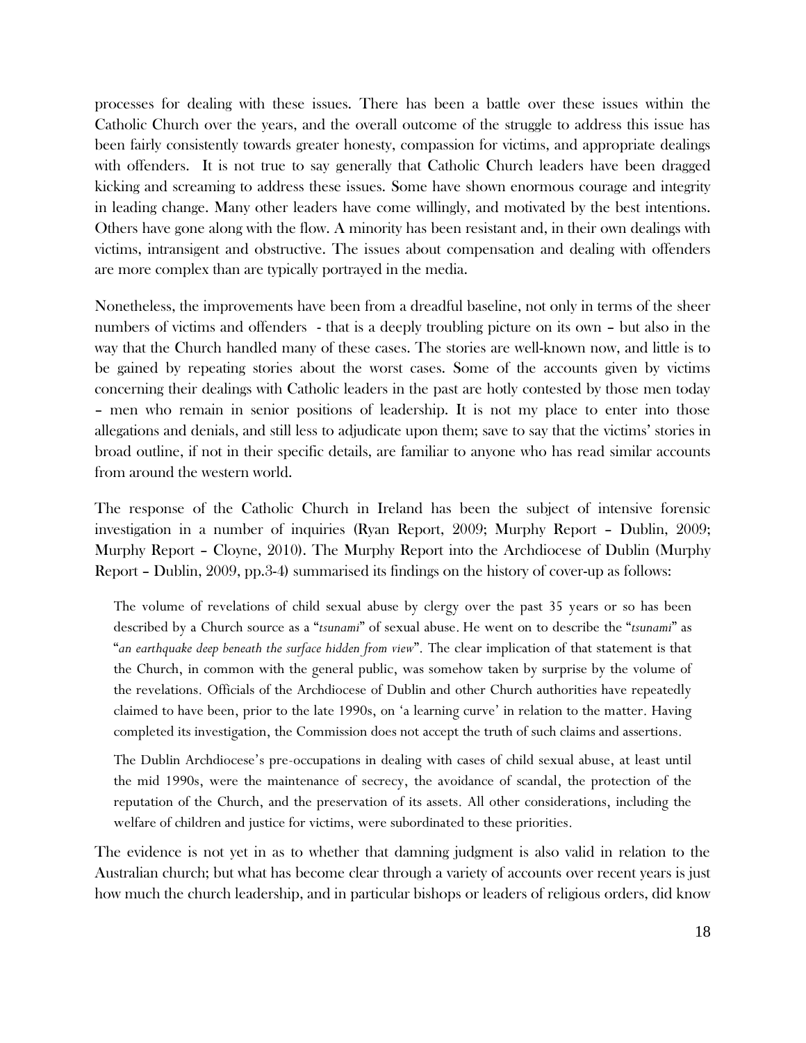processes for dealing with these issues. There has been a battle over these issues within the Catholic Church over the years, and the overall outcome of the struggle to address this issue has been fairly consistently towards greater honesty, compassion for victims, and appropriate dealings with offenders. It is not true to say generally that Catholic Church leaders have been dragged kicking and screaming to address these issues. Some have shown enormous courage and integrity in leading change. Many other leaders have come willingly, and motivated by the best intentions. Others have gone along with the flow. A minority has been resistant and, in their own dealings with victims, intransigent and obstructive. The issues about compensation and dealing with offenders are more complex than are typically portrayed in the media.

Nonetheless, the improvements have been from a dreadful baseline, not only in terms of the sheer numbers of victims and offenders - that is a deeply troubling picture on its own – but also in the way that the Church handled many of these cases. The stories are well-known now, and little is to be gained by repeating stories about the worst cases. Some of the accounts given by victims concerning their dealings with Catholic leaders in the past are hotly contested by those men today – men who remain in senior positions of leadership. It is not my place to enter into those allegations and denials, and still less to adjudicate upon them; save to say that the victims' stories in broad outline, if not in their specific details, are familiar to anyone who has read similar accounts from around the western world.

The response of the Catholic Church in Ireland has been the subject of intensive forensic investigation in a number of inquiries (Ryan Report, 2009; Murphy Report – Dublin, 2009; Murphy Report – Cloyne, 2010). The Murphy Report into the Archdiocese of Dublin (Murphy Report – Dublin, 2009, pp.3-4) summarised its findings on the history of cover-up as follows:

> The volume of revelations of child sexual abuse by clergy over the past 35 years or so has been described by a Church source as a "*tsunami*" of sexual abuse. He went on to describe the "*tsunami*" as "*an earthquake deep beneath the surface hidden from view*". The clear implication of that statement is that the Church, in common with the general public, was somehow taken by surprise by the volume of the revelations. Officials of the Archdiocese of Dublin and other Church authorities have repeatedly claimed to have been, prior to the late 1990s, on 'a learning curve' in relation to the matter. Having completed its investigation, the Commission does not accept the truth of such claims and assertions.
>
> The Dublin Archdiocese's pre-occupations in dealing with cases of child sexual abuse, at least until the mid 1990s, were the maintenance of secrecy, the avoidance of scandal, the protection of the reputation of the Church, and the preservation of its assets. All other considerations, including the welfare of children and justice for victims, were subordinated to these priorities.

The evidence is not yet in as to whether that damning judgment is also valid in relation to the Australian church; but what has become clear through a variety of accounts over recent years is just how much the church leadership, and in particular bishops or leaders of religious orders, did know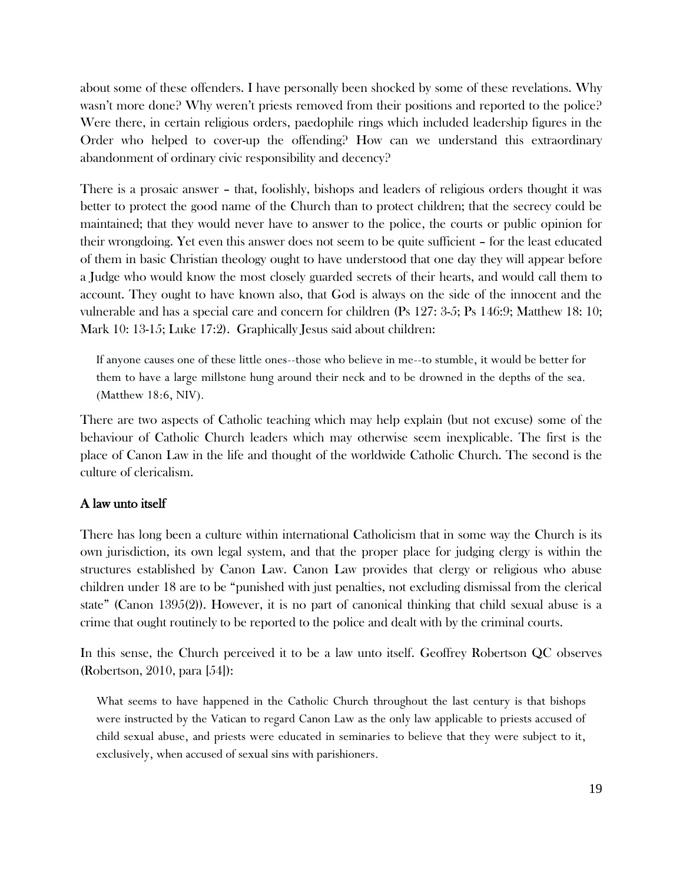about some of these offenders. I have personally been shocked by some of these revelations. Why wasn't more done? Why weren't priests removed from their positions and reported to the police? Were there, in certain religious orders, paedophile rings which included leadership figures in the Order who helped to cover-up the offending? How can we understand this extraordinary abandonment of ordinary civic responsibility and decency?

There is a prosaic answer – that, foolishly, bishops and leaders of religious orders thought it was better to protect the good name of the Church than to protect children; that the secrecy could be maintained; that they would never have to answer to the police, the courts or public opinion for their wrongdoing. Yet even this answer does not seem to be quite sufficient – for the least educated of them in basic Christian theology ought to have understood that one day they will appear before a Judge who would know the most closely guarded secrets of their hearts, and would call them to account. They ought to have known also, that God is always on the side of the innocent and the vulnerable and has a special care and concern for children (Ps 127: 3-5; Ps 146:9; Matthew 18: 10; Mark 10: 13-15; Luke 17:2). Graphically Jesus said about children:

> If anyone causes one of these little ones--those who believe in me--to stumble, it would be better for them to have a large millstone hung around their neck and to be drowned in the depths of the sea. (Matthew 18:6, NIV).

There are two aspects of Catholic teaching which may help explain (but not excuse) some of the behaviour of Catholic Church leaders which may otherwise seem inexplicable. The first is the place of Canon Law in the life and thought of the worldwide Catholic Church. The second is the culture of clericalism.

### A law unto itself

There has long been a culture within international Catholicism that in some way the Church is its own jurisdiction, its own legal system, and that the proper place for judging clergy is within the structures established by Canon Law. Canon Law provides that clergy or religious who abuse children under 18 are to be "punished with just penalties, not excluding dismissal from the clerical state" (Canon 1395(2)). However, it is no part of canonical thinking that child sexual abuse is a crime that ought routinely to be reported to the police and dealt with by the criminal courts.

In this sense, the Church perceived it to be a law unto itself. Geoffrey Robertson QC observes (Robertson, 2010, para [54]):

> What seems to have happened in the Catholic Church throughout the last century is that bishops were instructed by the Vatican to regard Canon Law as the only law applicable to priests accused of child sexual abuse, and priests were educated in seminaries to believe that they were subject to it, exclusively, when accused of sexual sins with parishioners.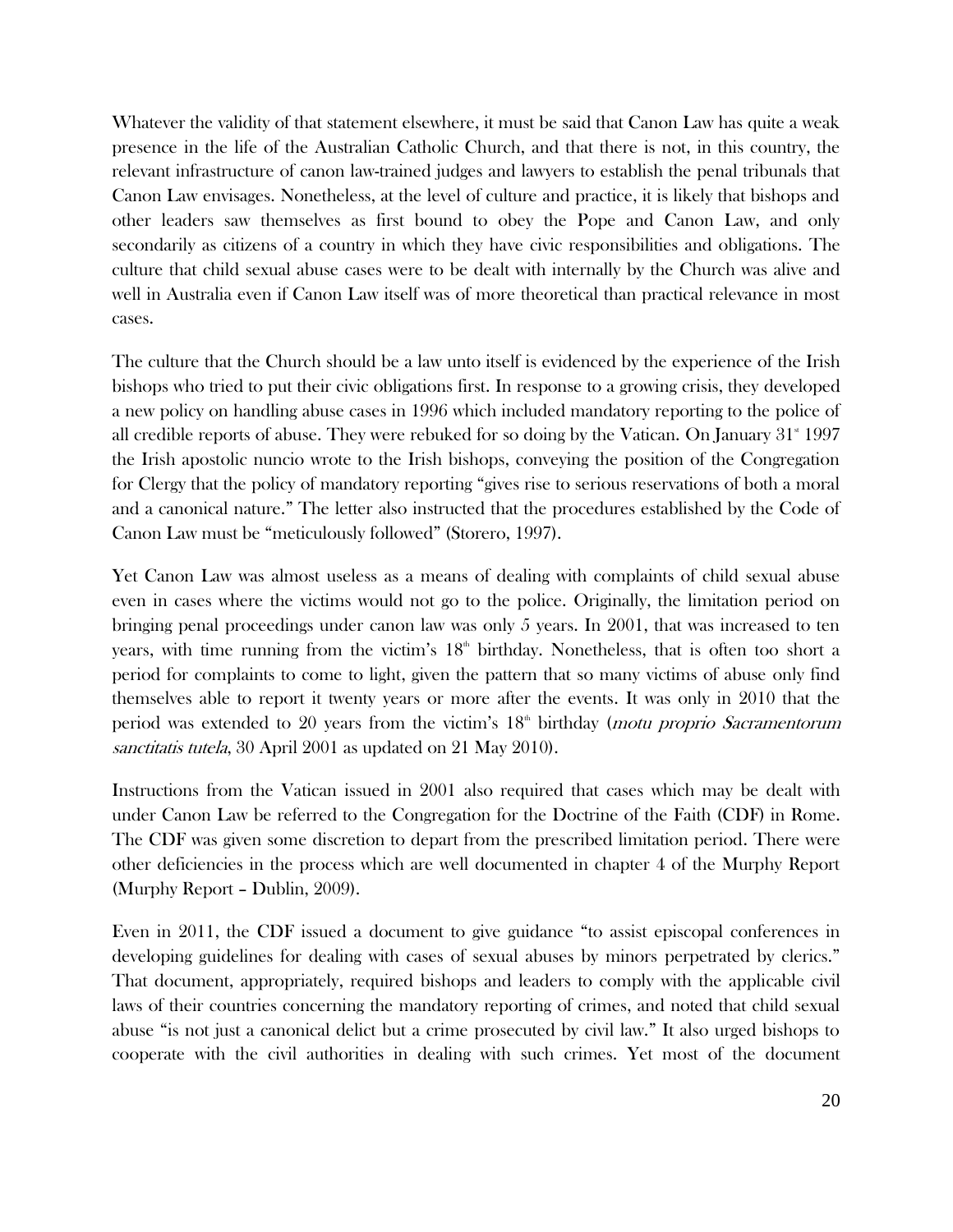Whatever the validity of that statement elsewhere, it must be said that Canon Law has quite a weak presence in the life of the Australian Catholic Church, and that there is not, in this country, the relevant infrastructure of canon law-trained judges and lawyers to establish the penal tribunals that Canon Law envisages. Nonetheless, at the level of culture and practice, it is likely that bishops and other leaders saw themselves as first bound to obey the Pope and Canon Law, and only secondarily as citizens of a country in which they have civic responsibilities and obligations. The culture that child sexual abuse cases were to be dealt with internally by the Church was alive and well in Australia even if Canon Law itself was of more theoretical than practical relevance in most cases.

The culture that the Church should be a law unto itself is evidenced by the experience of the Irish bishops who tried to put their civic obligations first. In response to a growing crisis, they developed a new policy on handling abuse cases in 1996 which included mandatory reporting to the police of all credible reports of abuse. They were rebuked for so doing by the Vatican. On January 31st 1997 the Irish apostolic nuncio wrote to the Irish bishops, conveying the position of the Congregation for Clergy that the policy of mandatory reporting "gives rise to serious reservations of both a moral and a canonical nature." The letter also instructed that the procedures established by the Code of Canon Law must be "meticulously followed" (Storero, 1997).

Yet Canon Law was almost useless as a means of dealing with complaints of child sexual abuse even in cases where the victims would not go to the police. Originally, the limitation period on bringing penal proceedings under canon law was only 5 years. In 2001, that was increased to ten years, with time running from the victim's 18th birthday. Nonetheless, that is often too short a period for complaints to come to light, given the pattern that so many victims of abuse only find themselves able to report it twenty years or more after the events. It was only in 2010 that the period was extended to 20 years from the victim's 18th birthday (*motu proprio Sacramentorum sanctitatis tutela*, 30 April 2001 as updated on 21 May 2010).

Instructions from the Vatican issued in 2001 also required that cases which may be dealt with under Canon Law be referred to the Congregation for the Doctrine of the Faith (CDF) in Rome. The CDF was given some discretion to depart from the prescribed limitation period. There were other deficiencies in the process which are well documented in chapter 4 of the Murphy Report (Murphy Report – Dublin, 2009).

Even in 2011, the CDF issued a document to give guidance "to assist episcopal conferences in developing guidelines for dealing with cases of sexual abuses by minors perpetrated by clerics." That document, appropriately, required bishops and leaders to comply with the applicable civil laws of their countries concerning the mandatory reporting of crimes, and noted that child sexual abuse "is not just a canonical delict but a crime prosecuted by civil law." It also urged bishops to cooperate with the civil authorities in dealing with such crimes. Yet most of the document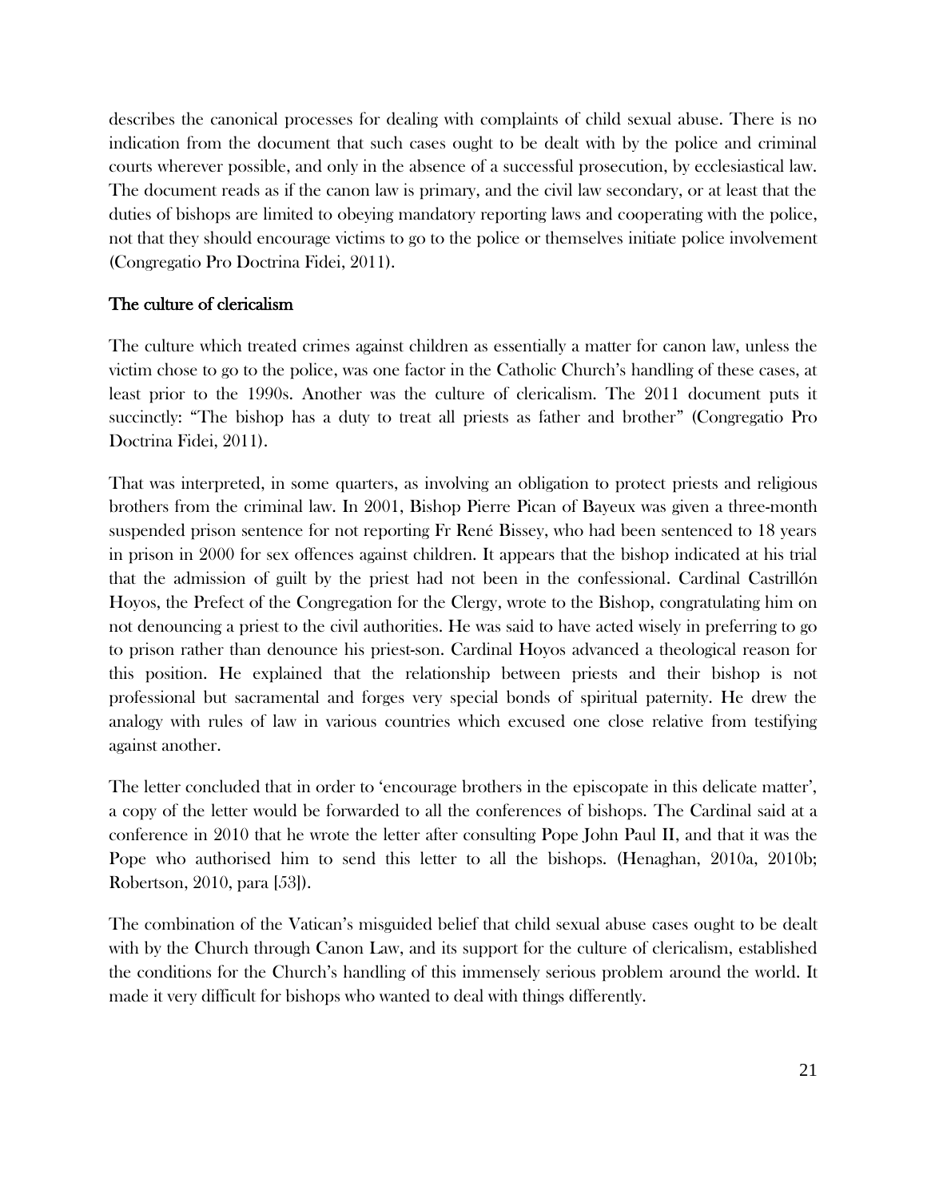describes the canonical processes for dealing with complaints of child sexual abuse. There is no indication from the document that such cases ought to be dealt with by the police and criminal courts wherever possible, and only in the absence of a successful prosecution, by ecclesiastical law. The document reads as if the canon law is primary, and the civil law secondary, or at least that the duties of bishops are limited to obeying mandatory reporting laws and cooperating with the police, not that they should encourage victims to go to the police or themselves initiate police involvement (Congregatio Pro Doctrina Fidei, 2011).

## The culture of clericalism

The culture which treated crimes against children as essentially a matter for canon law, unless the victim chose to go to the police, was one factor in the Catholic Church's handling of these cases, at least prior to the 1990s. Another was the culture of clericalism. The 2011 document puts it succinctly: "The bishop has a duty to treat all priests as father and brother" (Congregatio Pro Doctrina Fidei, 2011).

That was interpreted, in some quarters, as involving an obligation to protect priests and religious brothers from the criminal law. In 2001, Bishop Pierre Pican of Bayeux was given a three-month suspended prison sentence for not reporting Fr René Bissey, who had been sentenced to 18 years in prison in 2000 for sex offences against children. It appears that the bishop indicated at his trial that the admission of guilt by the priest had not been in the confessional. Cardinal Castrillón Hoyos, the Prefect of the Congregation for the Clergy, wrote to the Bishop, congratulating him on not denouncing a priest to the civil authorities. He was said to have acted wisely in preferring to go to prison rather than denounce his priest-son. Cardinal Hoyos advanced a theological reason for this position. He explained that the relationship between priests and their bishop is not professional but sacramental and forges very special bonds of spiritual paternity. He drew the analogy with rules of law in various countries which excused one close relative from testifying against another.

The letter concluded that in order to 'encourage brothers in the episcopate in this delicate matter', a copy of the letter would be forwarded to all the conferences of bishops. The Cardinal said at a conference in 2010 that he wrote the letter after consulting Pope John Paul II, and that it was the Pope who authorised him to send this letter to all the bishops. (Henaghan, 2010a, 2010b; Robertson, 2010, para [53]).

The combination of the Vatican's misguided belief that child sexual abuse cases ought to be dealt with by the Church through Canon Law, and its support for the culture of clericalism, established the conditions for the Church's handling of this immensely serious problem around the world. It made it very difficult for bishops who wanted to deal with things differently.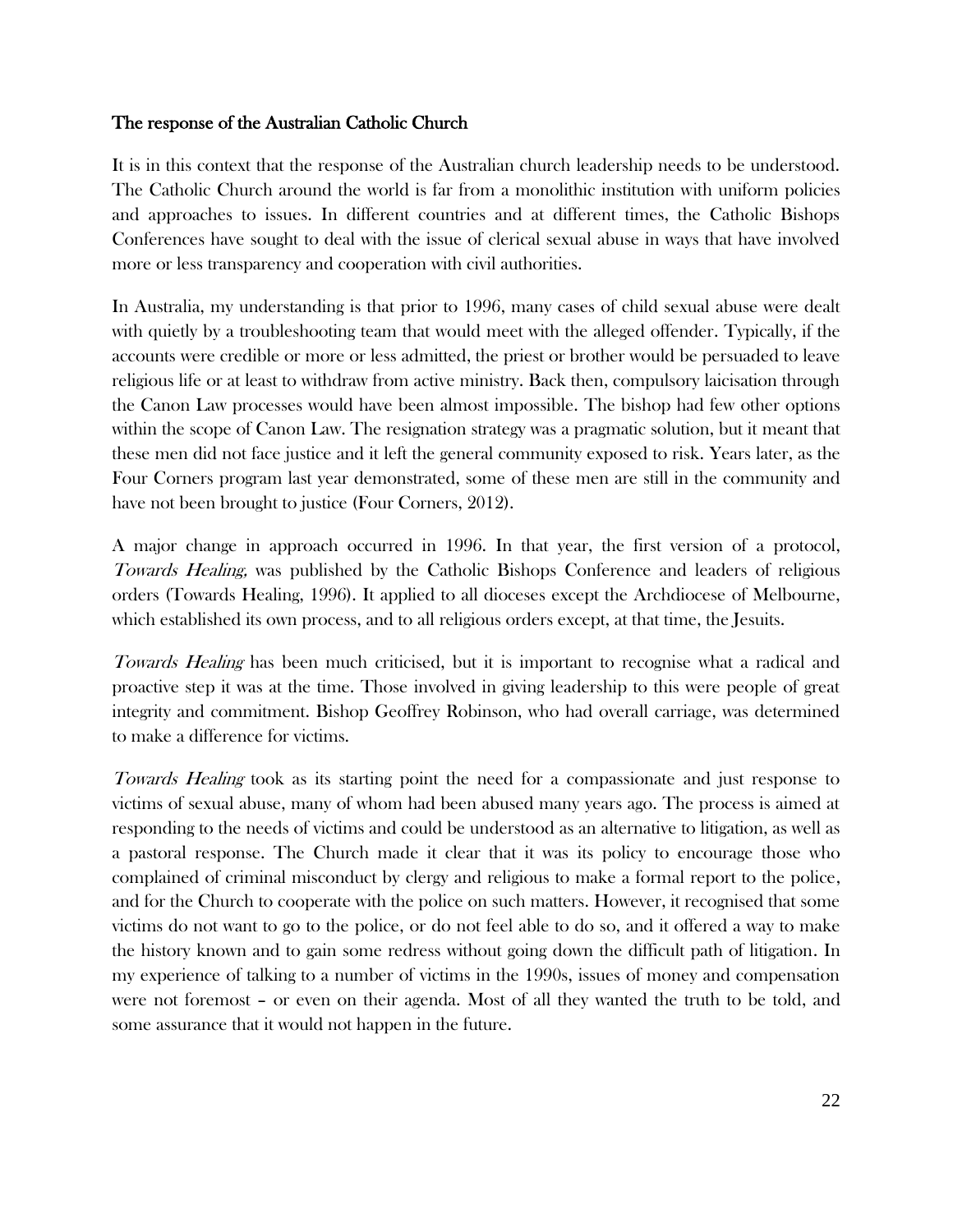## The response of the Australian Catholic Church

It is in this context that the response of the Australian church leadership needs to be understood. The Catholic Church around the world is far from a monolithic institution with uniform policies and approaches to issues. In different countries and at different times, the Catholic Bishops Conferences have sought to deal with the issue of clerical sexual abuse in ways that have involved more or less transparency and cooperation with civil authorities.

In Australia, my understanding is that prior to 1996, many cases of child sexual abuse were dealt with quietly by a troubleshooting team that would meet with the alleged offender. Typically, if the accounts were credible or more or less admitted, the priest or brother would be persuaded to leave religious life or at least to withdraw from active ministry. Back then, compulsory laicisation through the Canon Law processes would have been almost impossible. The bishop had few other options within the scope of Canon Law. The resignation strategy was a pragmatic solution, but it meant that these men did not face justice and it left the general community exposed to risk. Years later, as the Four Corners program last year demonstrated, some of these men are still in the community and have not been brought to justice (Four Corners, 2012).

A major change in approach occurred in 1996. In that year, the first version of a protocol, *Towards Healing,* was published by the Catholic Bishops Conference and leaders of religious orders (Towards Healing, 1996). It applied to all dioceses except the Archdiocese of Melbourne, which established its own process, and to all religious orders except, at that time, the Jesuits.

*Towards Healing* has been much criticised, but it is important to recognise what a radical and proactive step it was at the time. Those involved in giving leadership to this were people of great integrity and commitment. Bishop Geoffrey Robinson, who had overall carriage, was determined to make a difference for victims.

*Towards Healing* took as its starting point the need for a compassionate and just response to victims of sexual abuse, many of whom had been abused many years ago. The process is aimed at responding to the needs of victims and could be understood as an alternative to litigation, as well as a pastoral response. The Church made it clear that it was its policy to encourage those who complained of criminal misconduct by clergy and religious to make a formal report to the police, and for the Church to cooperate with the police on such matters. However, it recognised that some victims do not want to go to the police, or do not feel able to do so, and it offered a way to make the history known and to gain some redress without going down the difficult path of litigation. In my experience of talking to a number of victims in the 1990s, issues of money and compensation were not foremost – or even on their agenda. Most of all they wanted the truth to be told, and some assurance that it would not happen in the future.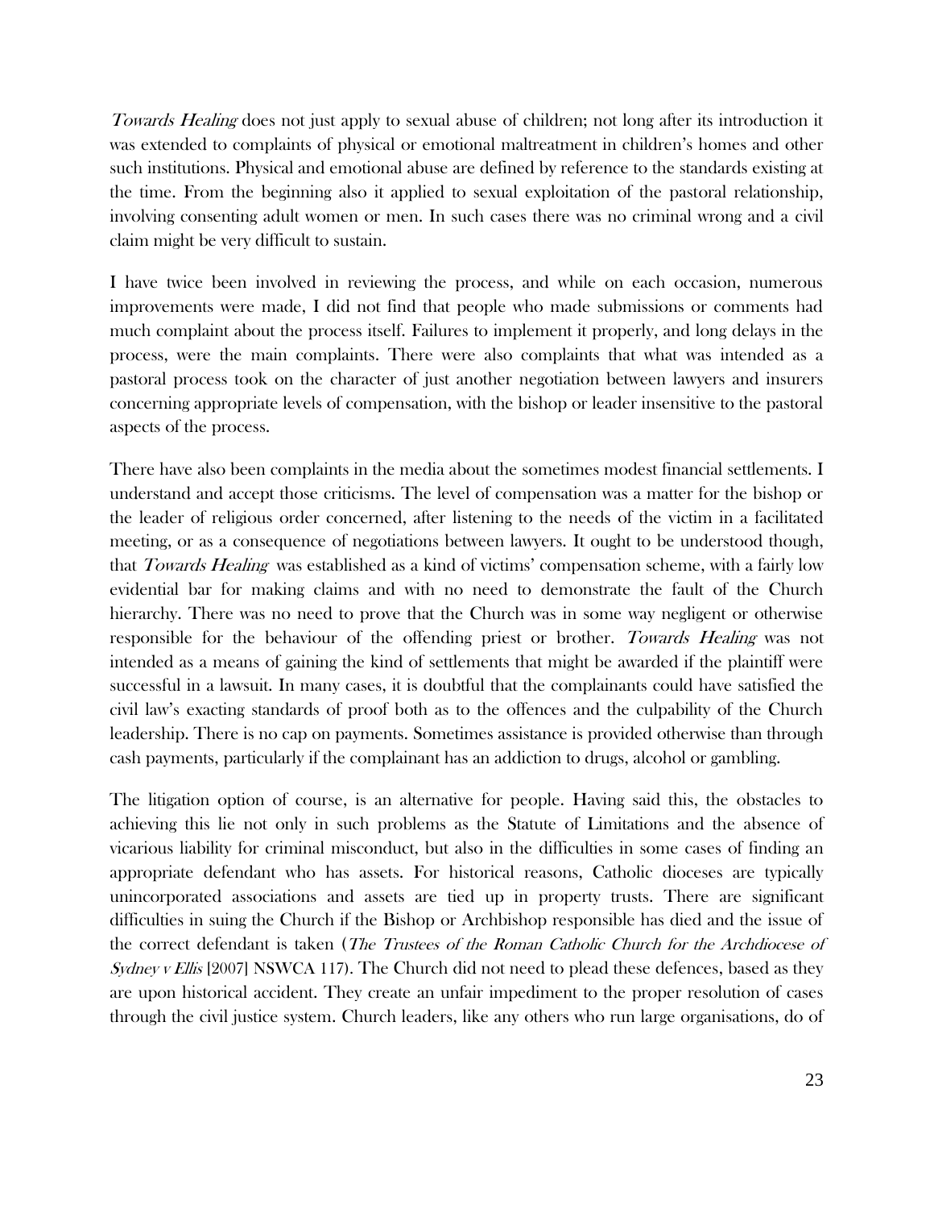*Towards Healing* does not just apply to sexual abuse of children; not long after its introduction it was extended to complaints of physical or emotional maltreatment in children's homes and other such institutions. Physical and emotional abuse are defined by reference to the standards existing at the time. From the beginning also it applied to sexual exploitation of the pastoral relationship, involving consenting adult women or men. In such cases there was no criminal wrong and a civil claim might be very difficult to sustain.

I have twice been involved in reviewing the process, and while on each occasion, numerous improvements were made, I did not find that people who made submissions or comments had much complaint about the process itself. Failures to implement it properly, and long delays in the process, were the main complaints. There were also complaints that what was intended as a pastoral process took on the character of just another negotiation between lawyers and insurers concerning appropriate levels of compensation, with the bishop or leader insensitive to the pastoral aspects of the process.

There have also been complaints in the media about the sometimes modest financial settlements. I understand and accept those criticisms. The level of compensation was a matter for the bishop or the leader of religious order concerned, after listening to the needs of the victim in a facilitated meeting, or as a consequence of negotiations between lawyers. It ought to be understood though, that *Towards Healing* was established as a kind of victims' compensation scheme, with a fairly low evidential bar for making claims and with no need to demonstrate the fault of the Church hierarchy. There was no need to prove that the Church was in some way negligent or otherwise responsible for the behaviour of the offending priest or brother. *Towards Healing* was not intended as a means of gaining the kind of settlements that might be awarded if the plaintiff were successful in a lawsuit. In many cases, it is doubtful that the complainants could have satisfied the civil law's exacting standards of proof both as to the offences and the culpability of the Church leadership. There is no cap on payments. Sometimes assistance is provided otherwise than through cash payments, particularly if the complainant has an addiction to drugs, alcohol or gambling.

The litigation option of course, is an alternative for people. Having said this, the obstacles to achieving this lie not only in such problems as the Statute of Limitations and the absence of vicarious liability for criminal misconduct, but also in the difficulties in some cases of finding an appropriate defendant who has assets. For historical reasons, Catholic dioceses are typically unincorporated associations and assets are tied up in property trusts. There are significant difficulties in suing the Church if the Bishop or Archbishop responsible has died and the issue of the correct defendant is taken (*The Trustees of the Roman Catholic Church for the Archdiocese of Sydney v Ellis* [2007] NSWCA 117). The Church did not need to plead these defences, based as they are upon historical accident. They create an unfair impediment to the proper resolution of cases through the civil justice system. Church leaders, like any others who run large organisations, do of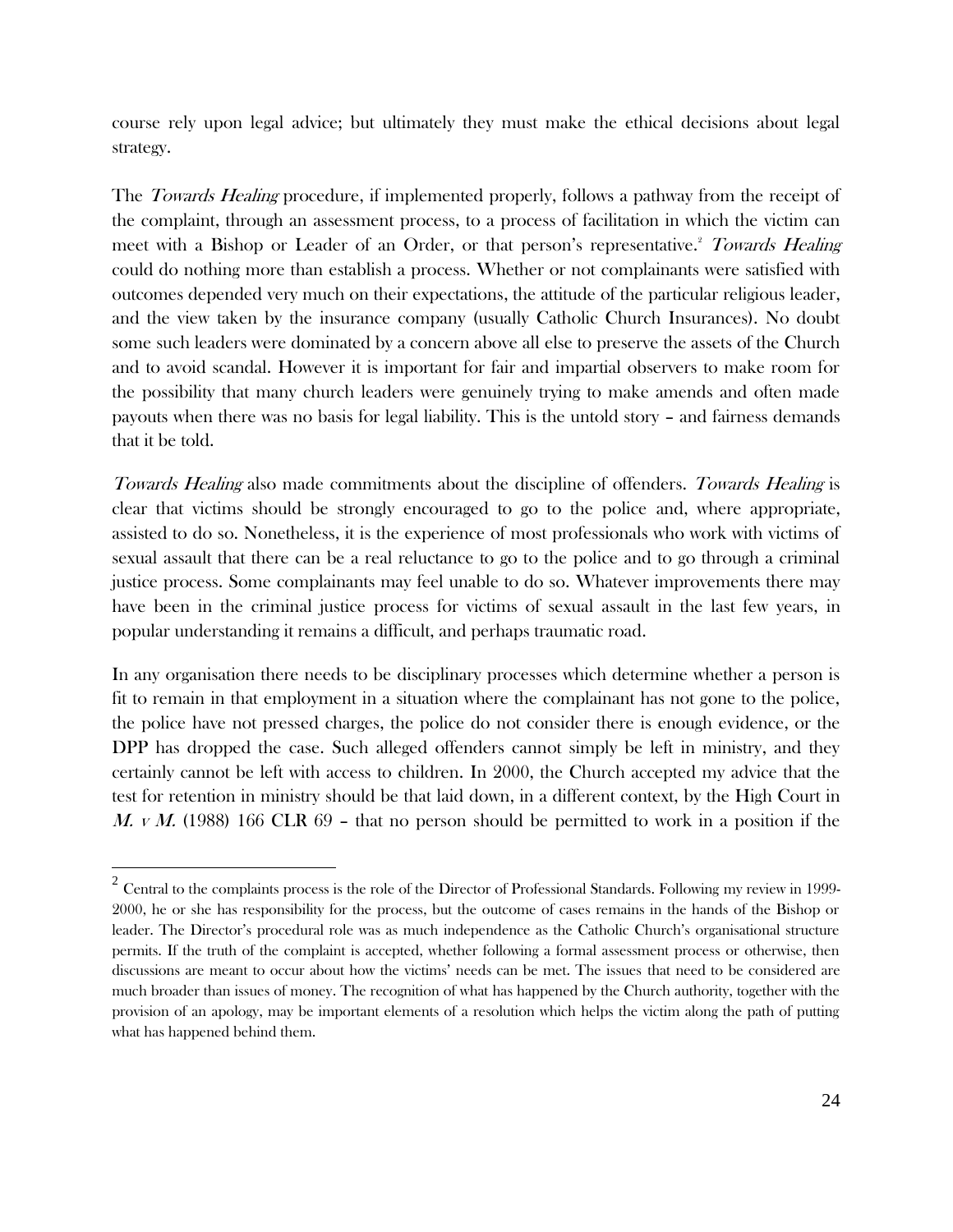course rely upon legal advice; but ultimately they must make the ethical decisions about legal strategy.

The *Towards Healing* procedure, if implemented properly, follows a pathway from the receipt of the complaint, through an assessment process, to a process of facilitation in which the victim can meet with a Bishop or Leader of an Order, or that person's representative.[2] *Towards Healing* could do nothing more than establish a process. Whether or not complainants were satisfied with outcomes depended very much on their expectations, the attitude of the particular religious leader, and the view taken by the insurance company (usually Catholic Church Insurances). No doubt some such leaders were dominated by a concern above all else to preserve the assets of the Church and to avoid scandal. However it is important for fair and impartial observers to make room for the possibility that many church leaders were genuinely trying to make amends and often made payouts when there was no basis for legal liability. This is the untold story – and fairness demands that it be told.

*Towards Healing* also made commitments about the discipline of offenders. *Towards Healing* is clear that victims should be strongly encouraged to go to the police and, where appropriate, assisted to do so. Nonetheless, it is the experience of most professionals who work with victims of sexual assault that there can be a real reluctance to go to the police and to go through a criminal justice process. Some complainants may feel unable to do so. Whatever improvements there may have been in the criminal justice process for victims of sexual assault in the last few years, in popular understanding it remains a difficult, and perhaps traumatic road.

In any organisation there needs to be disciplinary processes which determine whether a person is fit to remain in that employment in a situation where the complainant has not gone to the police, the police have not pressed charges, the police do not consider there is enough evidence, or the DPP has dropped the case. Such alleged offenders cannot simply be left in ministry, and they certainly cannot be left with access to children. In 2000, the Church accepted my advice that the test for retention in ministry should be that laid down, in a different context, by the High Court in *M. v M.* (1988) 166 CLR 69 – that no person should be permitted to work in a position if the

---

[2] Central to the complaints process is the role of the Director of Professional Standards. Following my review in 1999-2000, he or she has responsibility for the process, but the outcome of cases remains in the hands of the Bishop or leader. The Director's procedural role was as much independence as the Catholic Church's organisational structure permits. If the truth of the complaint is accepted, whether following a formal assessment process or otherwise, then discussions are meant to occur about how the victims' needs can be met. The issues that need to be considered are much broader than issues of money. The recognition of what has happened by the Church authority, together with the provision of an apology, may be important elements of a resolution which helps the victim along the path of putting what has happened behind them.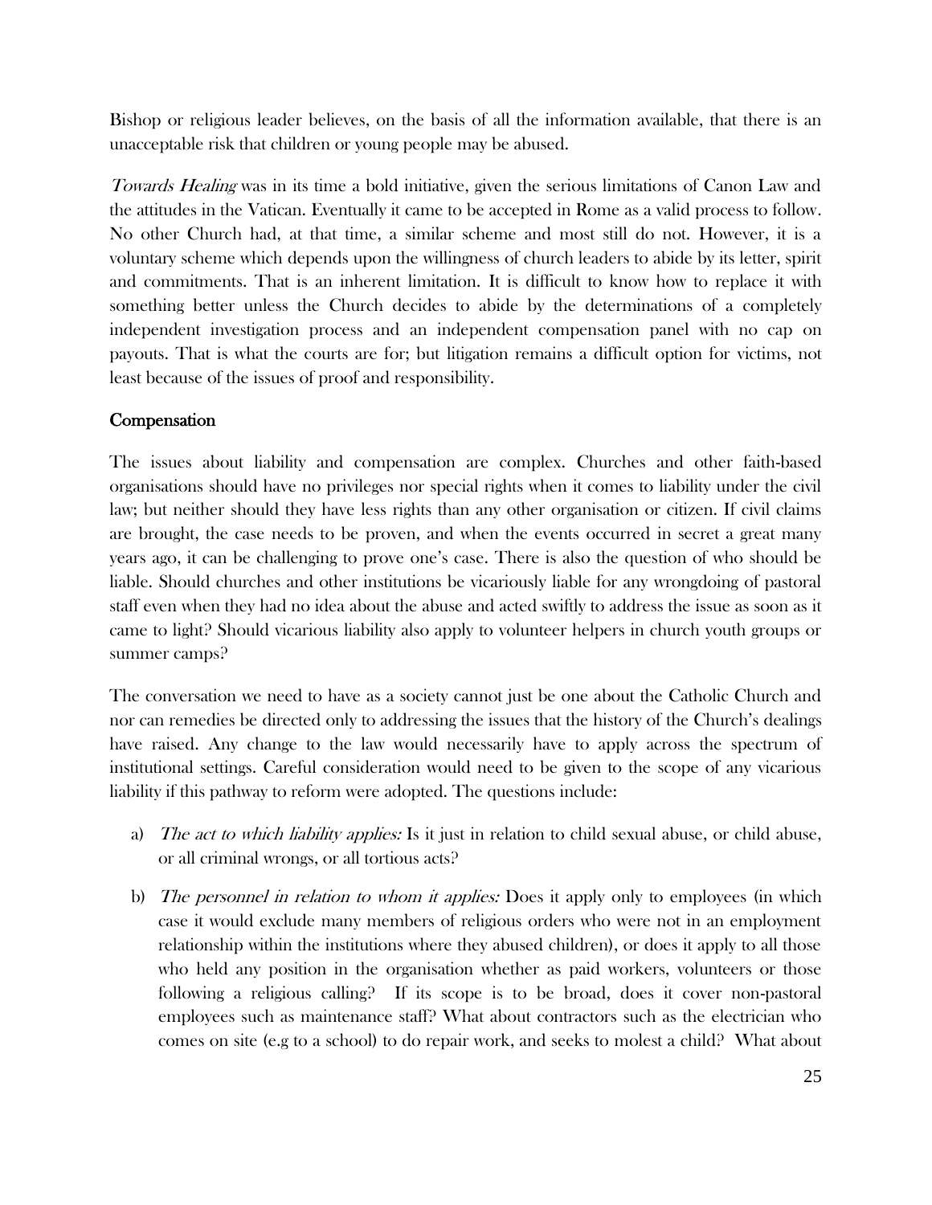Bishop or religious leader believes, on the basis of all the information available, that there is an unacceptable risk that children or young people may be abused.

*Towards Healing* was in its time a bold initiative, given the serious limitations of Canon Law and the attitudes in the Vatican. Eventually it came to be accepted in Rome as a valid process to follow. No other Church had, at that time, a similar scheme and most still do not. However, it is a voluntary scheme which depends upon the willingness of church leaders to abide by its letter, spirit and commitments. That is an inherent limitation. It is difficult to know how to replace it with something better unless the Church decides to abide by the determinations of a completely independent investigation process and an independent compensation panel with no cap on payouts. That is what the courts are for; but litigation remains a difficult option for victims, not least because of the issues of proof and responsibility.

## Compensation

The issues about liability and compensation are complex. Churches and other faith-based organisations should have no privileges nor special rights when it comes to liability under the civil law; but neither should they have less rights than any other organisation or citizen. If civil claims are brought, the case needs to be proven, and when the events occurred in secret a great many years ago, it can be challenging to prove one's case. There is also the question of who should be liable. Should churches and other institutions be vicariously liable for any wrongdoing of pastoral staff even when they had no idea about the abuse and acted swiftly to address the issue as soon as it came to light? Should vicarious liability also apply to volunteer helpers in church youth groups or summer camps?

The conversation we need to have as a society cannot just be one about the Catholic Church and nor can remedies be directed only to addressing the issues that the history of the Church's dealings have raised. Any change to the law would necessarily have to apply across the spectrum of institutional settings. Careful consideration would need to be given to the scope of any vicarious liability if this pathway to reform were adopted. The questions include:

a) *The act to which liability applies:* Is it just in relation to child sexual abuse, or child abuse, or all criminal wrongs, or all tortious acts?

b) *The personnel in relation to whom it applies:* Does it apply only to employees (in which case it would exclude many members of religious orders who were not in an employment relationship within the institutions where they abused children), or does it apply to all those who held any position in the organisation whether as paid workers, volunteers or those following a religious calling? If its scope is to be broad, does it cover non-pastoral employees such as maintenance staff? What about contractors such as the electrician who comes on site (e.g to a school) to do repair work, and seeks to molest a child? What about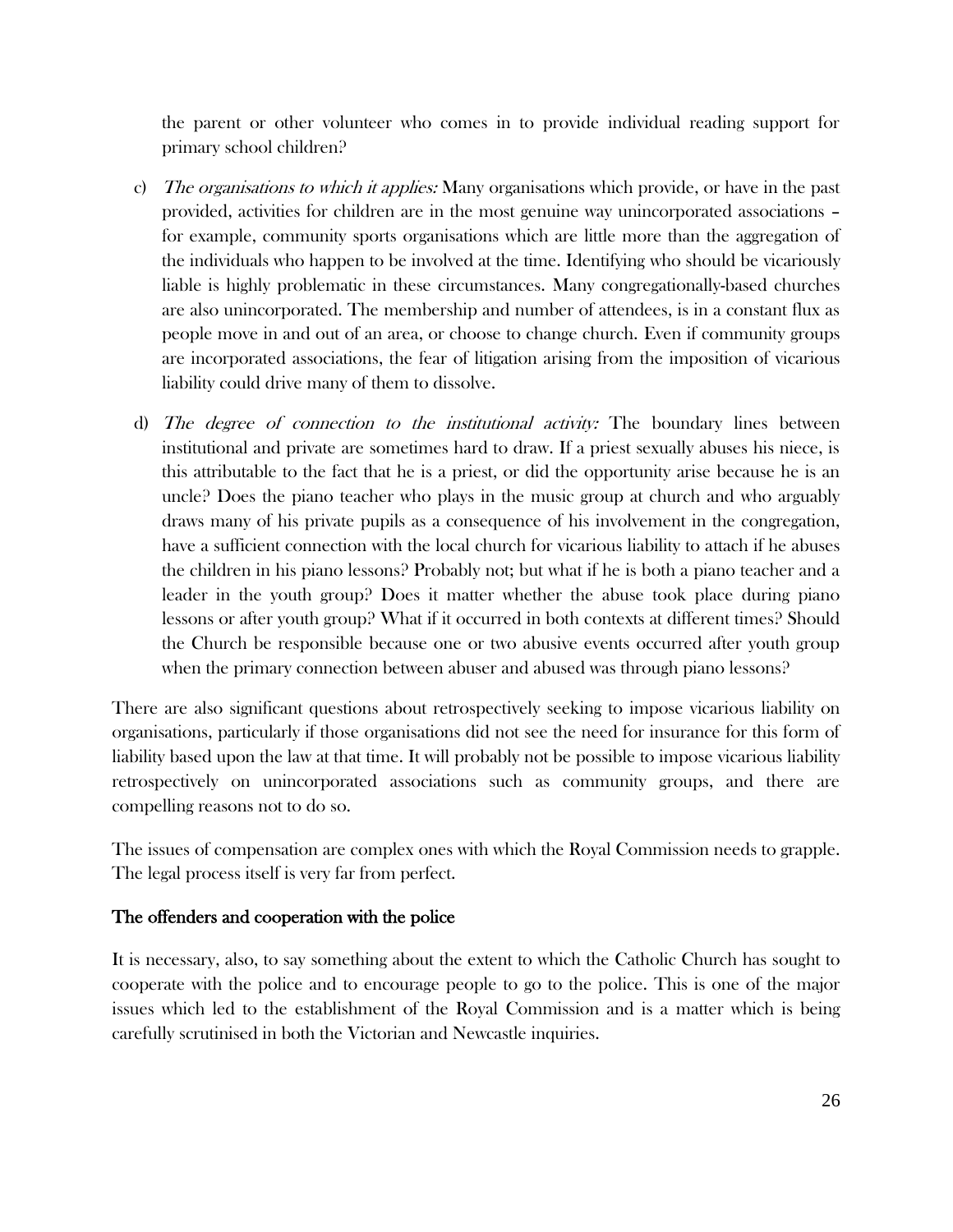the parent or other volunteer who comes in to provide individual reading support for primary school children?

c) *The organisations to which it applies:* Many organisations which provide, or have in the past provided, activities for children are in the most genuine way unincorporated associations – for example, community sports organisations which are little more than the aggregation of the individuals who happen to be involved at the time. Identifying who should be vicariously liable is highly problematic in these circumstances. Many congregationally-based churches are also unincorporated. The membership and number of attendees, is in a constant flux as people move in and out of an area, or choose to change church. Even if community groups are incorporated associations, the fear of litigation arising from the imposition of vicarious liability could drive many of them to dissolve.

d) *The degree of connection to the institutional activity:* The boundary lines between institutional and private are sometimes hard to draw. If a priest sexually abuses his niece, is this attributable to the fact that he is a priest, or did the opportunity arise because he is an uncle? Does the piano teacher who plays in the music group at church and who arguably draws many of his private pupils as a consequence of his involvement in the congregation, have a sufficient connection with the local church for vicarious liability to attach if he abuses the children in his piano lessons? Probably not; but what if he is both a piano teacher and a leader in the youth group? Does it matter whether the abuse took place during piano lessons or after youth group? What if it occurred in both contexts at different times? Should the Church be responsible because one or two abusive events occurred after youth group when the primary connection between abuser and abused was through piano lessons?

There are also significant questions about retrospectively seeking to impose vicarious liability on organisations, particularly if those organisations did not see the need for insurance for this form of liability based upon the law at that time. It will probably not be possible to impose vicarious liability retrospectively on unincorporated associations such as community groups, and there are compelling reasons not to do so.

The issues of compensation are complex ones with which the Royal Commission needs to grapple. The legal process itself is very far from perfect.

## The offenders and cooperation with the police

It is necessary, also, to say something about the extent to which the Catholic Church has sought to cooperate with the police and to encourage people to go to the police. This is one of the major issues which led to the establishment of the Royal Commission and is a matter which is being carefully scrutinised in both the Victorian and Newcastle inquiries.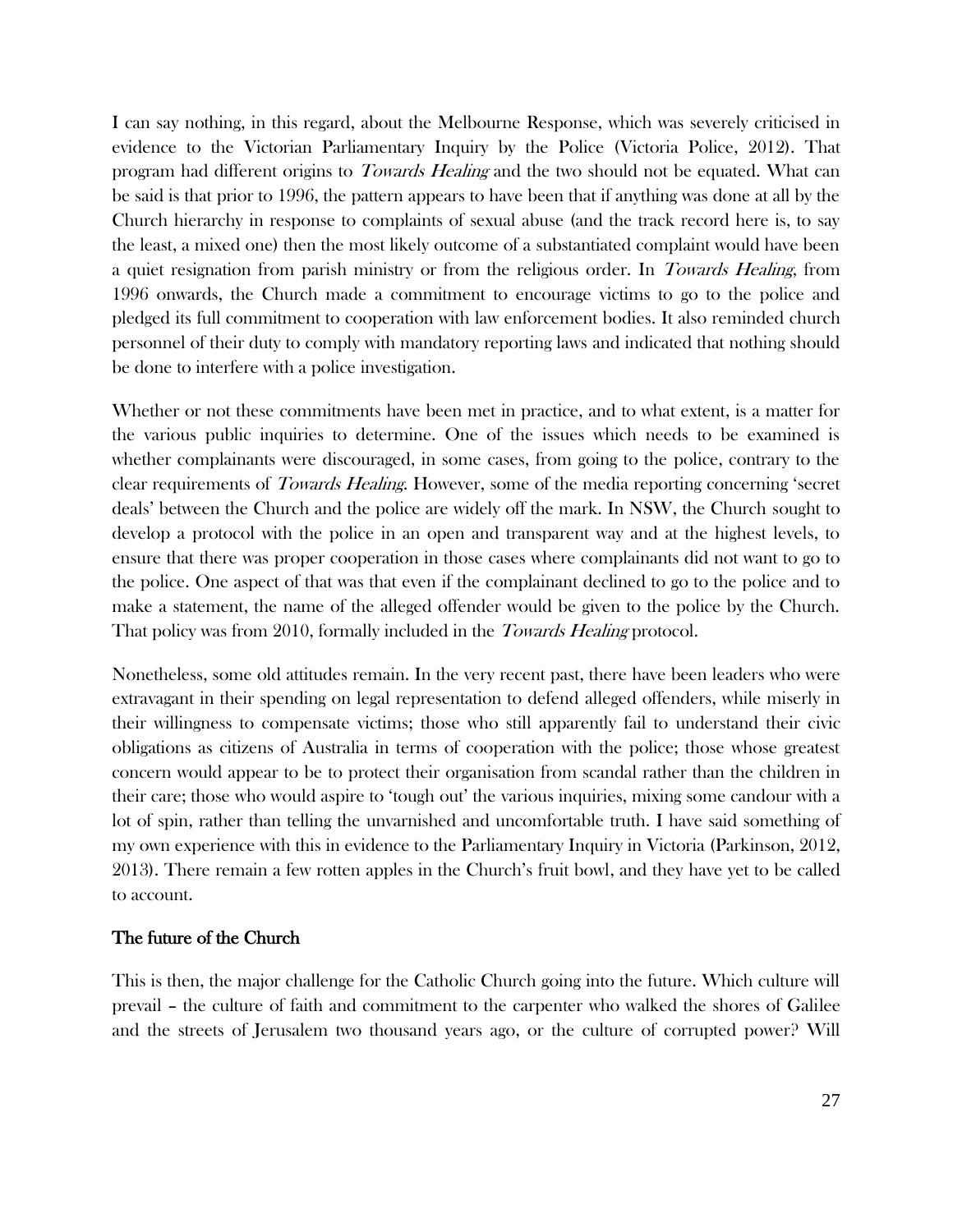I can say nothing, in this regard, about the Melbourne Response, which was severely criticised in evidence to the Victorian Parliamentary Inquiry by the Police (Victoria Police, 2012). That program had different origins to *Towards Healing* and the two should not be equated. What can be said is that prior to 1996, the pattern appears to have been that if anything was done at all by the Church hierarchy in response to complaints of sexual abuse (and the track record here is, to say the least, a mixed one) then the most likely outcome of a substantiated complaint would have been a quiet resignation from parish ministry or from the religious order. In *Towards Healing*, from 1996 onwards, the Church made a commitment to encourage victims to go to the police and pledged its full commitment to cooperation with law enforcement bodies. It also reminded church personnel of their duty to comply with mandatory reporting laws and indicated that nothing should be done to interfere with a police investigation.

Whether or not these commitments have been met in practice, and to what extent, is a matter for the various public inquiries to determine. One of the issues which needs to be examined is whether complainants were discouraged, in some cases, from going to the police, contrary to the clear requirements of *Towards Healing*. However, some of the media reporting concerning 'secret deals' between the Church and the police are widely off the mark. In NSW, the Church sought to develop a protocol with the police in an open and transparent way and at the highest levels, to ensure that there was proper cooperation in those cases where complainants did not want to go to the police. One aspect of that was that even if the complainant declined to go to the police and to make a statement, the name of the alleged offender would be given to the police by the Church. That policy was from 2010, formally included in the *Towards Healing* protocol.

Nonetheless, some old attitudes remain. In the very recent past, there have been leaders who were extravagant in their spending on legal representation to defend alleged offenders, while miserly in their willingness to compensate victims; those who still apparently fail to understand their civic obligations as citizens of Australia in terms of cooperation with the police; those whose greatest concern would appear to be to protect their organisation from scandal rather than the children in their care; those who would aspire to 'tough out' the various inquiries, mixing some candour with a lot of spin, rather than telling the unvarnished and uncomfortable truth. I have said something of my own experience with this in evidence to the Parliamentary Inquiry in Victoria (Parkinson, 2012, 2013). There remain a few rotten apples in the Church's fruit bowl, and they have yet to be called to account.

## The future of the Church

This is then, the major challenge for the Catholic Church going into the future. Which culture will prevail – the culture of faith and commitment to the carpenter who walked the shores of Galilee and the streets of Jerusalem two thousand years ago, or the culture of corrupted power? Will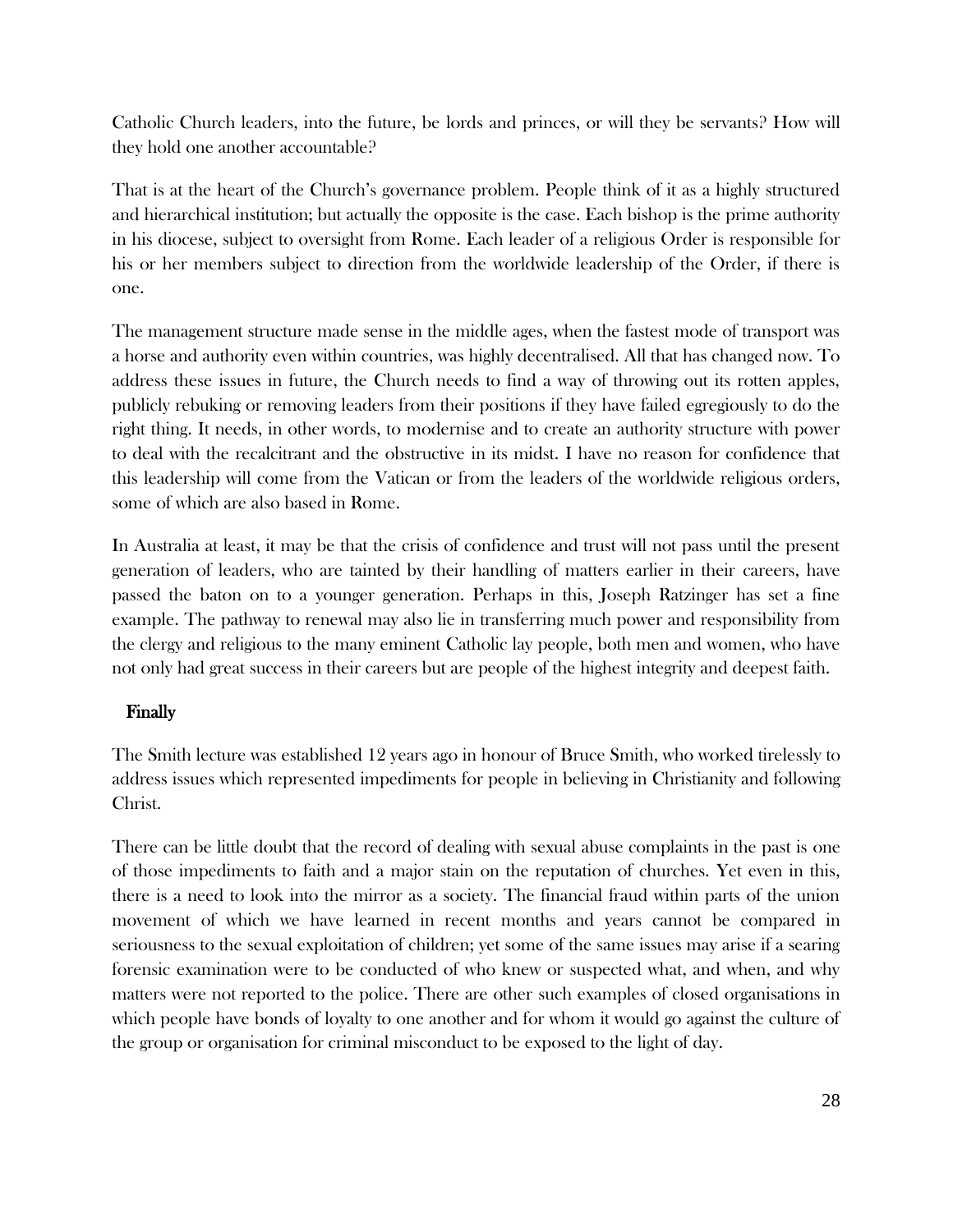Catholic Church leaders, into the future, be lords and princes, or will they be servants? How will they hold one another accountable?

That is at the heart of the Church's governance problem. People think of it as a highly structured and hierarchical institution; but actually the opposite is the case. Each bishop is the prime authority in his diocese, subject to oversight from Rome. Each leader of a religious Order is responsible for his or her members subject to direction from the worldwide leadership of the Order, if there is one.

The management structure made sense in the middle ages, when the fastest mode of transport was a horse and authority even within countries, was highly decentralised. All that has changed now. To address these issues in future, the Church needs to find a way of throwing out its rotten apples, publicly rebuking or removing leaders from their positions if they have failed egregiously to do the right thing. It needs, in other words, to modernise and to create an authority structure with power to deal with the recalcitrant and the obstructive in its midst. I have no reason for confidence that this leadership will come from the Vatican or from the leaders of the worldwide religious orders, some of which are also based in Rome.

In Australia at least, it may be that the crisis of confidence and trust will not pass until the present generation of leaders, who are tainted by their handling of matters earlier in their careers, have passed the baton on to a younger generation. Perhaps in this, Joseph Ratzinger has set a fine example. The pathway to renewal may also lie in transferring much power and responsibility from the clergy and religious to the many eminent Catholic lay people, both men and women, who have not only had great success in their careers but are people of the highest integrity and deepest faith.

## Finally

The Smith lecture was established 12 years ago in honour of Bruce Smith, who worked tirelessly to address issues which represented impediments for people in believing in Christianity and following Christ.

There can be little doubt that the record of dealing with sexual abuse complaints in the past is one of those impediments to faith and a major stain on the reputation of churches. Yet even in this, there is a need to look into the mirror as a society. The financial fraud within parts of the union movement of which we have learned in recent months and years cannot be compared in seriousness to the sexual exploitation of children; yet some of the same issues may arise if a searing forensic examination were to be conducted of who knew or suspected what, and when, and why matters were not reported to the police. There are other such examples of closed organisations in which people have bonds of loyalty to one another and for whom it would go against the culture of the group or organisation for criminal misconduct to be exposed to the light of day.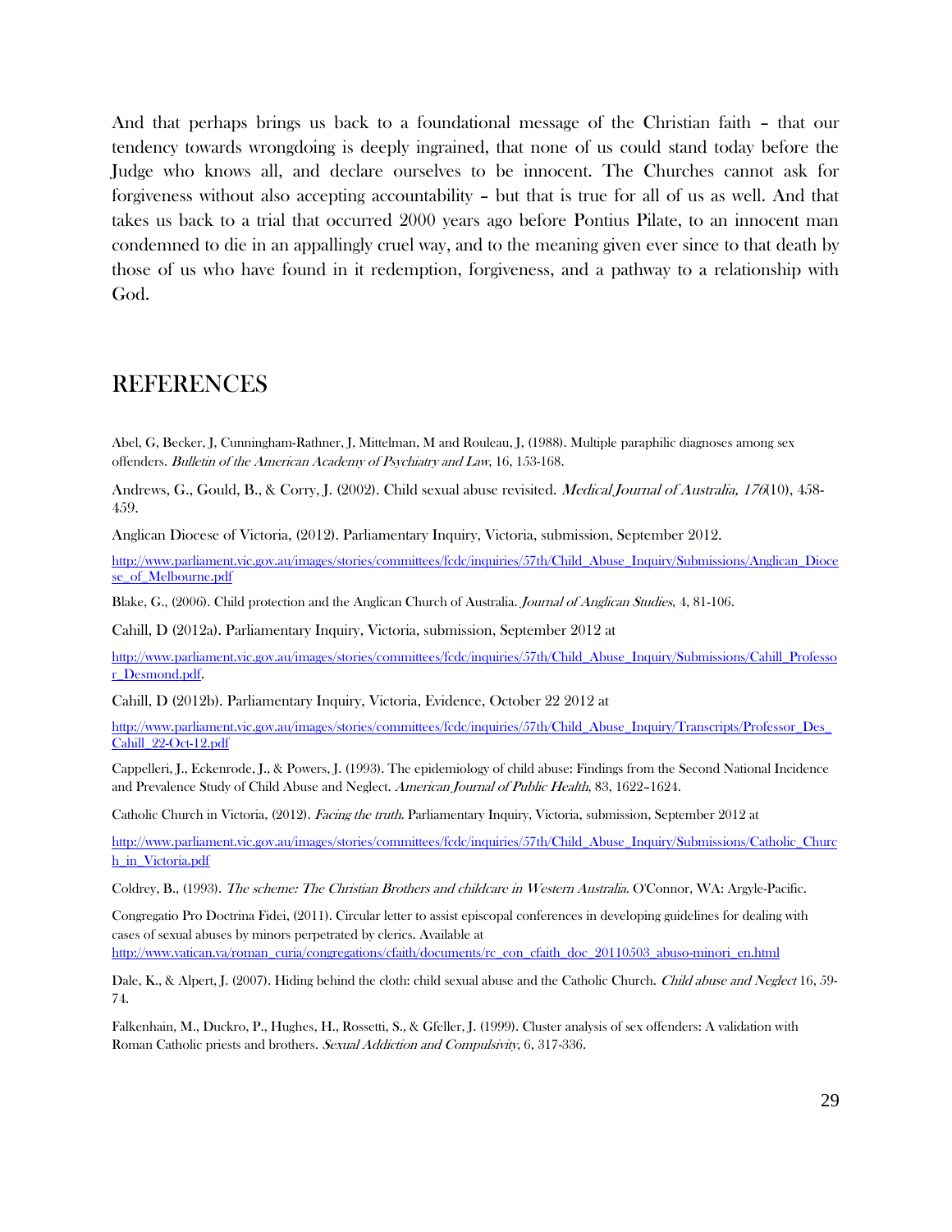And that perhaps brings us back to a foundational message of the Christian faith – that our tendency towards wrongdoing is deeply ingrained, that none of us could stand today before the Judge who knows all, and declare ourselves to be innocent. The Churches cannot ask for forgiveness without also accepting accountability – but that is true for all of us as well. And that takes us back to a trial that occurred 2000 years ago before Pontius Pilate, to an innocent man condemned to die in an appallingly cruel way, and to the meaning given ever since to that death by those of us who have found in it redemption, forgiveness, and a pathway to a relationship with God.

## REFERENCES

Abel, G, Becker, J, Cunningham-Rathner, J, Mittelman, M and Rouleau, J, (1988). Multiple paraphilic diagnoses among sex offenders. *Bulletin of the American Academy of Psychiatry and Law*, 16, 153-168.

Andrews, G., Gould, B., & Corry, J. (2002). Child sexual abuse revisited. *Medical Journal of Australia, 176*(10), 458-459.

Anglican Diocese of Victoria, (2012). Parliamentary Inquiry, Victoria, submission, September 2012.

http://www.parliament.vic.gov.au/images/stories/committees/fcdc/inquiries/57th/Child_Abuse_Inquiry/Submissions/Anglican_Diocese_of_Melbourne.pdf

Blake, G., (2006). Child protection and the Anglican Church of Australia. *Journal of Anglican Studies*, 4, 81-106.

Cahill, D (2012a). Parliamentary Inquiry, Victoria, submission, September 2012 at

http://www.parliament.vic.gov.au/images/stories/committees/fcdc/inquiries/57th/Child_Abuse_Inquiry/Submissions/Cahill_Professor_Desmond.pdf.

Cahill, D (2012b). Parliamentary Inquiry, Victoria, Evidence, October 22 2012 at

http://www.parliament.vic.gov.au/images/stories/committees/fcdc/inquiries/57th/Child_Abuse_Inquiry/Transcripts/Professor_Des_Cahill_22-Oct-12.pdf

Cappelleri, J., Eckenrode, J., & Powers, J. (1993). The epidemiology of child abuse: Findings from the Second National Incidence and Prevalence Study of Child Abuse and Neglect. *American Journal of Public Health*, 83, 1622–1624.

Catholic Church in Victoria, (2012). *Facing the truth*. Parliamentary Inquiry, Victoria, submission, September 2012 at

http://www.parliament.vic.gov.au/images/stories/committees/fcdc/inquiries/57th/Child_Abuse_Inquiry/Submissions/Catholic_Church_in_Victoria.pdf

Coldrey, B., (1993). *The scheme: The Christian Brothers and childcare in Western Australia*. O'Connor, WA: Argyle-Pacific.

Congregatio Pro Doctrina Fidei, (2011). Circular letter to assist episcopal conferences in developing guidelines for dealing with cases of sexual abuses by minors perpetrated by clerics. Available at http://www.vatican.va/roman_curia/congregations/cfaith/documents/rc_con_cfaith_doc_20110503_abuso-minori_en.html

Dale, K., & Alpert, J. (2007). Hiding behind the cloth: child sexual abuse and the Catholic Church. *Child abuse and Neglect* 16, 59-74.

Falkenhain, M., Duckro, P., Hughes, H., Rossetti, S., & Gfeller, J. (1999). Cluster analysis of sex offenders: A validation with Roman Catholic priests and brothers. *Sexual Addiction and Compulsivity*, 6, 317-336.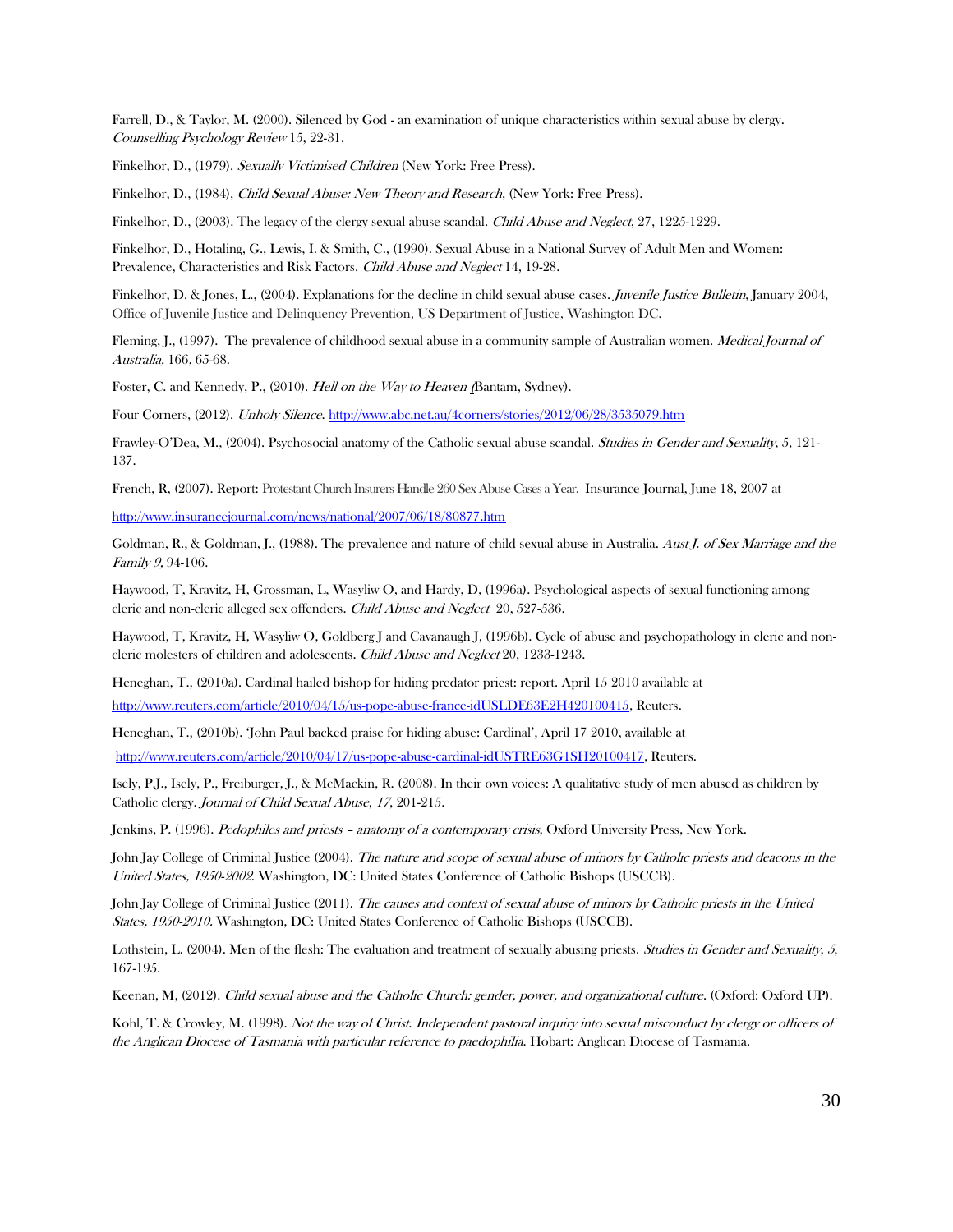Farrell, D., & Taylor, M. (2000). Silenced by God - an examination of unique characteristics within sexual abuse by clergy. *Counselling Psychology Review* 15, 22-31.

Finkelhor, D., (1979). *Sexually Victimised Children* (New York: Free Press).

Finkelhor, D., (1984), *Child Sexual Abuse: New Theory and Research*, (New York: Free Press).

Finkelhor, D., (2003). The legacy of the clergy sexual abuse scandal. *Child Abuse and Neglect*, 27, 1225-1229.

Finkelhor, D., Hotaling, G., Lewis, I. & Smith, C., (1990). Sexual Abuse in a National Survey of Adult Men and Women: Prevalence, Characteristics and Risk Factors. *Child Abuse and Neglect* 14, 19-28.

Finkelhor, D. & Jones, L., (2004). Explanations for the decline in child sexual abuse cases. *Juvenile Justice Bulletin*, January 2004, Office of Juvenile Justice and Delinquency Prevention, US Department of Justice, Washington DC.

Fleming, J., (1997). The prevalence of childhood sexual abuse in a community sample of Australian women. *Medical Journal of Australia,* 166, 65-68.

Foster, C. and Kennedy, P., (2010). *Hell on the Way to Heaven* (Bantam, Sydney).

Four Corners, (2012). *Unholy Silence*. http://www.abc.net.au/4corners/stories/2012/06/28/3535079.htm

Frawley-O'Dea, M., (2004). Psychosocial anatomy of the Catholic sexual abuse scandal. *Studies in Gender and Sexuality*, 5, 121-137.

French, R, (2007). Report: Protestant Church Insurers Handle 260 Sex Abuse Cases a Year. Insurance Journal, June 18, 2007 at

http://www.insurancejournal.com/news/national/2007/06/18/80877.htm

Goldman, R., & Goldman, J., (1988). The prevalence and nature of child sexual abuse in Australia. *Aust J. of Sex Marriage and the Family 9,* 94-106.

Haywood, T, Kravitz, H, Grossman, L, Wasyliw O, and Hardy, D, (1996a). Psychological aspects of sexual functioning among cleric and non-cleric alleged sex offenders. *Child Abuse and Neglect* 20, 527-536.

Haywood, T, Kravitz, H, Wasyliw O, Goldberg J and Cavanaugh J, (1996b). Cycle of abuse and psychopathology in cleric and non-cleric molesters of children and adolescents. *Child Abuse and Neglect* 20, 1233-1243.

Heneghan, T., (2010a). Cardinal hailed bishop for hiding predator priest: report. April 15 2010 available at

http://www.reuters.com/article/2010/04/15/us-pope-abuse-france-idUSLDE63E2H420100415, Reuters.

Heneghan, T., (2010b). 'John Paul backed praise for hiding abuse: Cardinal', April 17 2010, available at

http://www.reuters.com/article/2010/04/17/us-pope-abuse-cardinal-idUSTRE63G1SH20100417, Reuters.

Isely, P.J., Isely, P., Freiburger, J., & McMackin, R. (2008). In their own voices: A qualitative study of men abused as children by Catholic clergy. *Journal of Child Sexual Abuse*, *17*, 201-215.

Jenkins, P. (1996). *Pedophiles and priests – anatomy of a contemporary crisis*, Oxford University Press, New York.

John Jay College of Criminal Justice (2004). *The nature and scope of sexual abuse of minors by Catholic priests and deacons in the United States, 1950-2002.* Washington, DC: United States Conference of Catholic Bishops (USCCB).

John Jay College of Criminal Justice (2011). *The causes and context of sexual abuse of minors by Catholic priests in the United States, 1950-2010.* Washington, DC: United States Conference of Catholic Bishops (USCCB).

Lothstein, L. (2004). Men of the flesh: The evaluation and treatment of sexually abusing priests. *Studies in Gender and Sexuality*, *5*, 167-195.

Keenan, M, (2012). *Child sexual abuse and the Catholic Church: gender, power, and organizational culture*. (Oxford: Oxford UP).

Kohl, T. & Crowley, M. (1998). *Not the way of Christ. Independent pastoral inquiry into sexual misconduct by clergy or officers of the Anglican Diocese of Tasmania with particular reference to paedophilia.* Hobart: Anglican Diocese of Tasmania.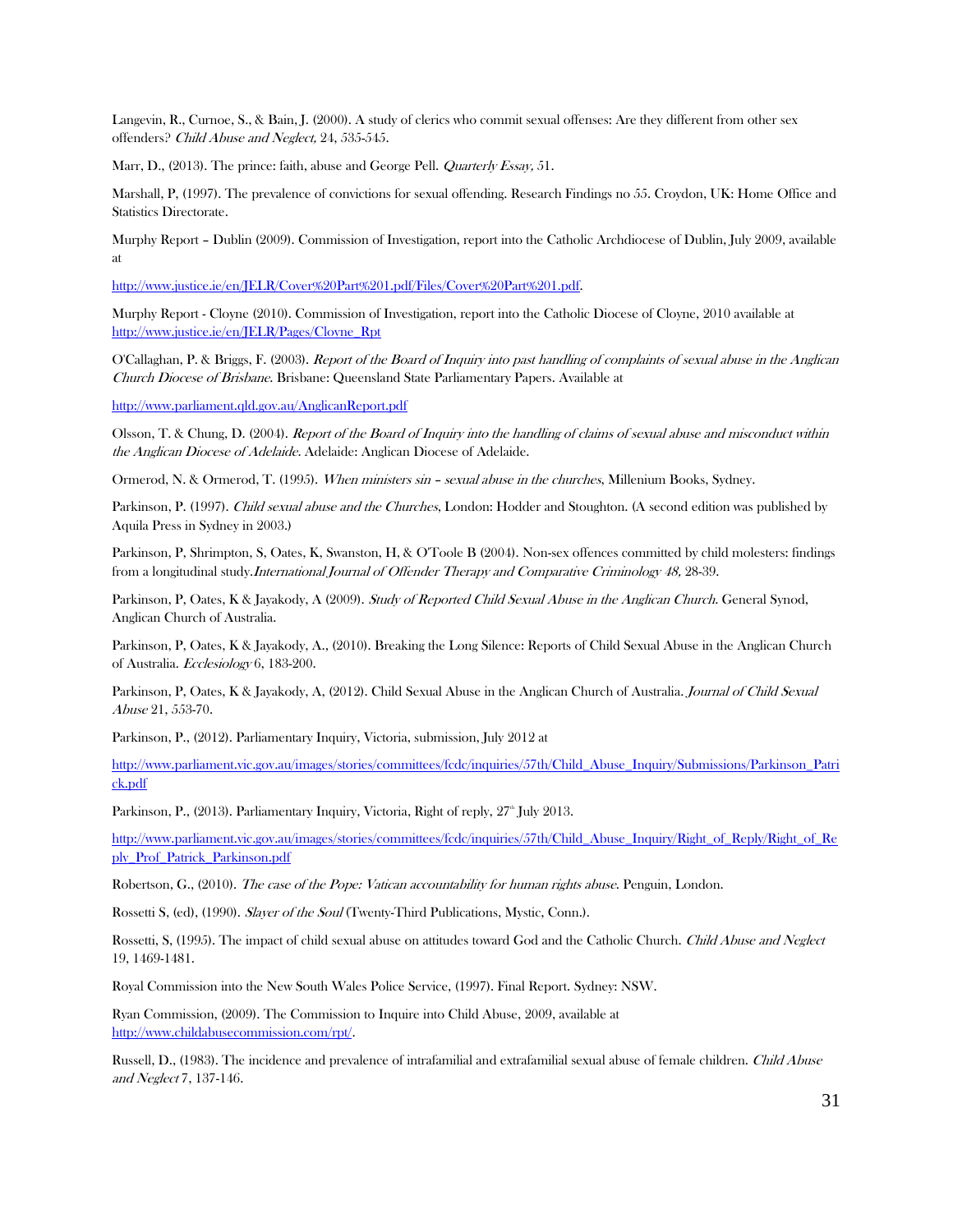Langevin, R., Curnoe, S., & Bain, J. (2000). A study of clerics who commit sexual offenses: Are they different from other sex offenders? *Child Abuse and Neglect,* 24, 535-545.

Marr, D., (2013). The prince: faith, abuse and George Pell. *Quarterly Essay,* 51.

Marshall, P, (1997). The prevalence of convictions for sexual offending. Research Findings no 55. Croydon, UK: Home Office and Statistics Directorate.

Murphy Report – Dublin (2009). Commission of Investigation, report into the Catholic Archdiocese of Dublin, July 2009, available at

http://www.justice.ie/en/JELR/Cover%20Part%201.pdf/Files/Cover%20Part%201.pdf.

Murphy Report - Cloyne (2010). Commission of Investigation, report into the Catholic Diocese of Cloyne, 2010 available at http://www.justice.ie/en/JELR/Pages/Clowne_Rpt

O'Callaghan, P. & Briggs, F. (2003). *Report of the Board of Inquiry into past handling of complaints of sexual abuse in the Anglican Church Diocese of Brisbane.* Brisbane: Queensland State Parliamentary Papers. Available at

http://www.parliament.qld.gov.au/AnglicanReport.pdf

Olsson, T. & Chung, D. (2004). *Report of the Board of Inquiry into the handling of claims of sexual abuse and misconduct within the Anglican Diocese of Adelaide.* Adelaide: Anglican Diocese of Adelaide.

Ormerod, N. & Ormerod, T. (1995). *When ministers sin – sexual abuse in the churches*, Millenium Books, Sydney.

Parkinson, P. (1997). *Child sexual abuse and the Churches*, London: Hodder and Stoughton. (A second edition was published by Aquila Press in Sydney in 2003.)

Parkinson, P, Shrimpton, S, Oates, K, Swanston, H, & O'Toole B (2004). Non-sex offences committed by child molesters: findings from a longitudinal study.*International Journal of Offender Therapy and Comparative Criminology 48,* 28-39.

Parkinson, P, Oates, K & Jayakody, A (2009). *Study of Reported Child Sexual Abuse in the Anglican Church.* General Synod, Anglican Church of Australia.

Parkinson, P, Oates, K & Jayakody, A., (2010). Breaking the Long Silence: Reports of Child Sexual Abuse in the Anglican Church of Australia. *Ecclesiology* 6, 183-200.

Parkinson, P, Oates, K & Jayakody, A, (2012). Child Sexual Abuse in the Anglican Church of Australia. *Journal of Child Sexual Abuse* 21, 553-70.

Parkinson, P., (2012). Parliamentary Inquiry, Victoria, submission, July 2012 at

http://www.parliament.vic.gov.au/images/stories/committees/fcdc/inquiries/57th/Child_Abuse_Inquiry/Submissions/Parkinson_Patrick.pdf

Parkinson, P., (2013). Parliamentary Inquiry, Victoria, Right of reply, 27th July 2013.

http://www.parliament.vic.gov.au/images/stories/committees/fcdc/inquiries/57th/Child_Abuse_Inquiry/Right_of_Reply/Right_of_Reply_Prof_Patrick_Parkinson.pdf

Robertson, G., (2010). *The case of the Pope: Vatican accountability for human rights abuse.* Penguin, London.

Rossetti S, (ed), (1990). *Slayer of the Soul* (Twenty-Third Publications, Mystic, Conn.).

Rossetti, S, (1995). The impact of child sexual abuse on attitudes toward God and the Catholic Church. *Child Abuse and Neglect* 19, 1469-1481.

Royal Commission into the New South Wales Police Service, (1997). Final Report. Sydney: NSW.

Ryan Commission, (2009). The Commission to Inquire into Child Abuse, 2009, available at http://www.childabusecommission.com/rpt/.

Russell, D., (1983). The incidence and prevalence of intrafamilial and extrafamilial sexual abuse of female children. *Child Abuse and Neglect* 7, 137-146.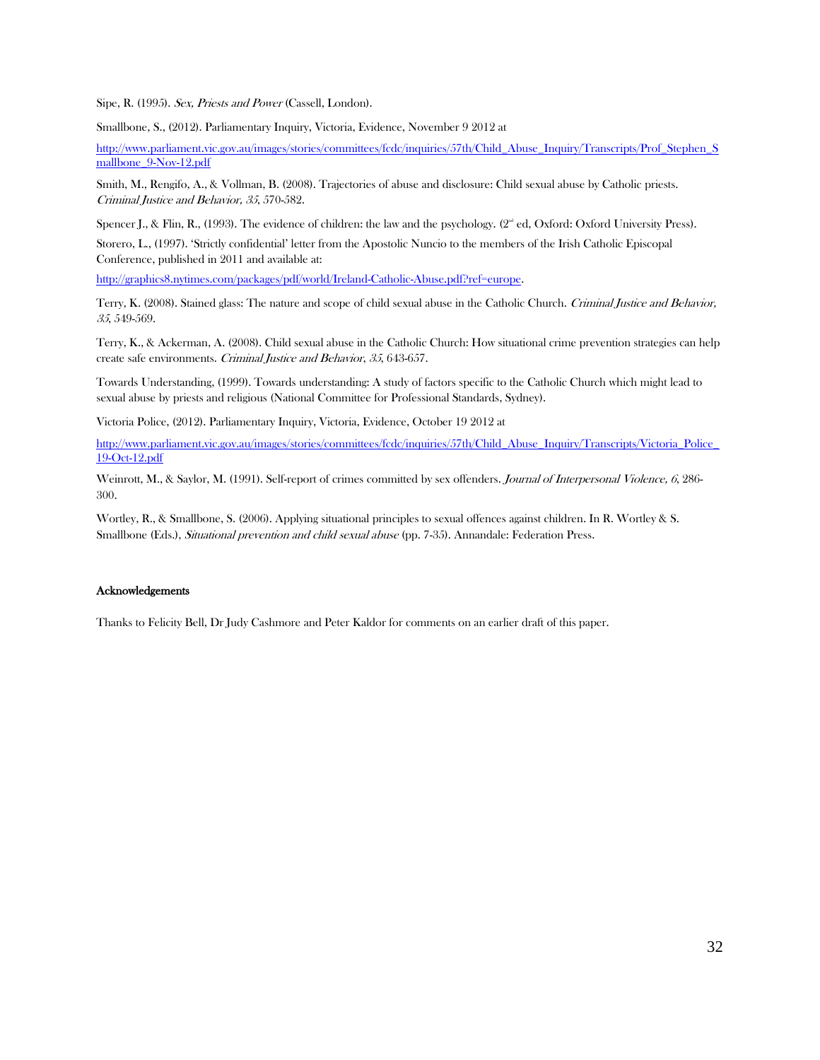Sipe, R. (1995). *Sex, Priests and Power* (Cassell, London).

Smallbone, S., (2012). Parliamentary Inquiry, Victoria, Evidence, November 9 2012 at

http://www.parliament.vic.gov.au/images/stories/committees/fcdc/inquiries/57th/Child_Abuse_Inquiry/Transcripts/Prof_Stephen_Smallbone_9-Nov-12.pdf

Smith, M., Rengifo, A., & Vollman, B. (2008). Trajectories of abuse and disclosure: Child sexual abuse by Catholic priests. *Criminal Justice and Behavior, 35*, 570-582.

Spencer J., & Flin, R., (1993). The evidence of children: the law and the psychology. (2nd ed, Oxford: Oxford University Press).

Storero, L., (1997). 'Strictly confidential' letter from the Apostolic Nuncio to the members of the Irish Catholic Episcopal Conference, published in 2011 and available at:

http://graphics8.nytimes.com/packages/pdf/world/Ireland-Catholic-Abuse.pdf?ref=europe.

Terry, K. (2008). Stained glass: The nature and scope of child sexual abuse in the Catholic Church. *Criminal Justice and Behavior, 35*, 549-569.

Terry, K., & Ackerman, A. (2008). Child sexual abuse in the Catholic Church: How situational crime prevention strategies can help create safe environments. *Criminal Justice and Behavior*, *35*, 643-657.

Towards Understanding, (1999). Towards understanding: A study of factors specific to the Catholic Church which might lead to sexual abuse by priests and religious (National Committee for Professional Standards, Sydney).

Victoria Police, (2012). Parliamentary Inquiry, Victoria, Evidence, October 19 2012 at

http://www.parliament.vic.gov.au/images/stories/committees/fcdc/inquiries/57th/Child_Abuse_Inquiry/Transcripts/Victoria_Police_19-Oct-12.pdf

Weinrott, M., & Saylor, M. (1991). Self-report of crimes committed by sex offenders. *Journal of Interpersonal Violence, 6*, 286-300.

Wortley, R., & Smallbone, S. (2006). Applying situational principles to sexual offences against children. In R. Wortley & S. Smallbone (Eds.), *Situational prevention and child sexual abuse* (pp. 7-35). Annandale: Federation Press.

**Acknowledgements**

Thanks to Felicity Bell, Dr Judy Cashmore and Peter Kaldor for comments on an earlier draft of this paper.